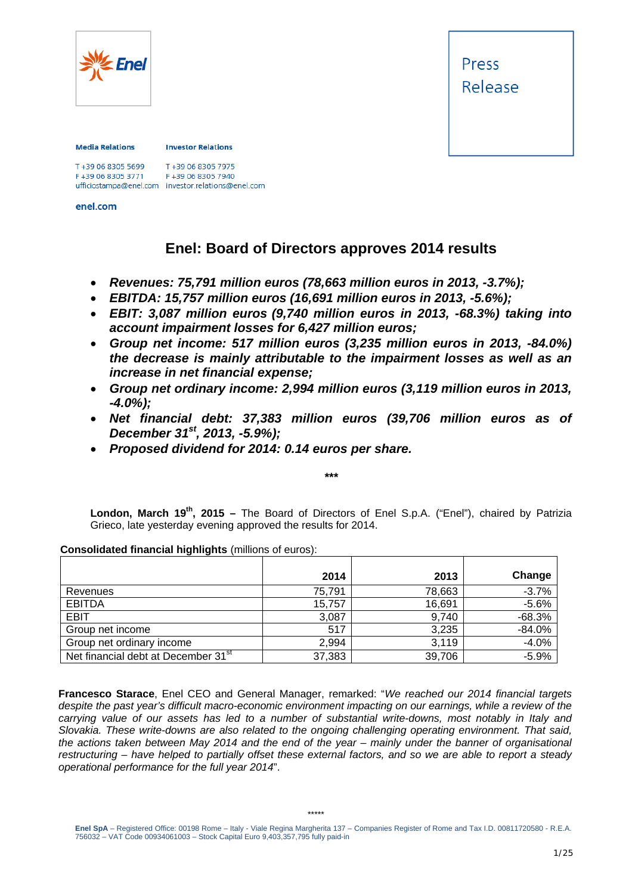Press Release

**Media Relations**

T +39 06 8305 5699
F +39 06 8305 3771
ufficiostampa@enel.com

**Investor Relations**

T +39 06 8305 7975
F +39 06 8305 7940
investor.relations@enel.com

**enel.com**

# Enel: Board of Directors approves 2014 results

- ***Revenues: 75,791 million euros (78,663 million euros in 2013, -3.7%);***
- ***EBITDA: 15,757 million euros (16,691 million euros in 2013, -5.6%);***
- ***EBIT: 3,087 million euros (9,740 million euros in 2013, -68.3%) taking into account impairment losses for 6,427 million euros;***
- ***Group net income: 517 million euros (3,235 million euros in 2013, -84.0%) the decrease is mainly attributable to the impairment losses as well as an increase in net financial expense;***
- ***Group net ordinary income: 2,994 million euros (3,119 million euros in 2013, -4.0%);***
- ***Net financial debt: 37,383 million euros (39,706 million euros as of December 31st, 2013, -5.9%);***
- ***Proposed dividend for 2014: 0.14 euros per share.***

***

**London, March 19th, 2015 –** The Board of Directors of Enel S.p.A. ("Enel"), chaired by Patrizia Grieco, late yesterday evening approved the results for 2014.

**Consolidated financial highlights** (millions of euros):

| | 2014 | 2013 | Change |
|---|---|---|---|
| Revenues | 75,791 | 78,663 | -3.7% |
| EBITDA | 15,757 | 16,691 | -5.6% |
| EBIT | 3,087 | 9,740 | -68.3% |
| Group net income | 517 | 3,235 | -84.0% |
| Group net ordinary income | 2,994 | 3,119 | -4.0% |
| Net financial debt at December 31st | 37,383 | 39,706 | -5.9% |

**Francesco Starace**, Enel CEO and General Manager, remarked: "*We reached our 2014 financial targets despite the past year's difficult macro-economic environment impacting on our earnings, while a review of the carrying value of our assets has led to a number of substantial write-downs, most notably in Italy and Slovakia. These write-downs are also related to the ongoing challenging operating environment. That said, the actions taken between May 2014 and the end of the year – mainly under the banner of organisational restructuring – have helped to partially offset these external factors, and so we are able to report a steady operational performance for the full year 2014*".

*****

**Enel SpA** – Registered Office: 00198 Rome – Italy - Viale Regina Margherita 137 – Companies Register of Rome and Tax I.D. 00811720580 - R.E.A. 756032 – VAT Code 00934061003 – Stock Capital Euro 9,403,357,795 fully paid-in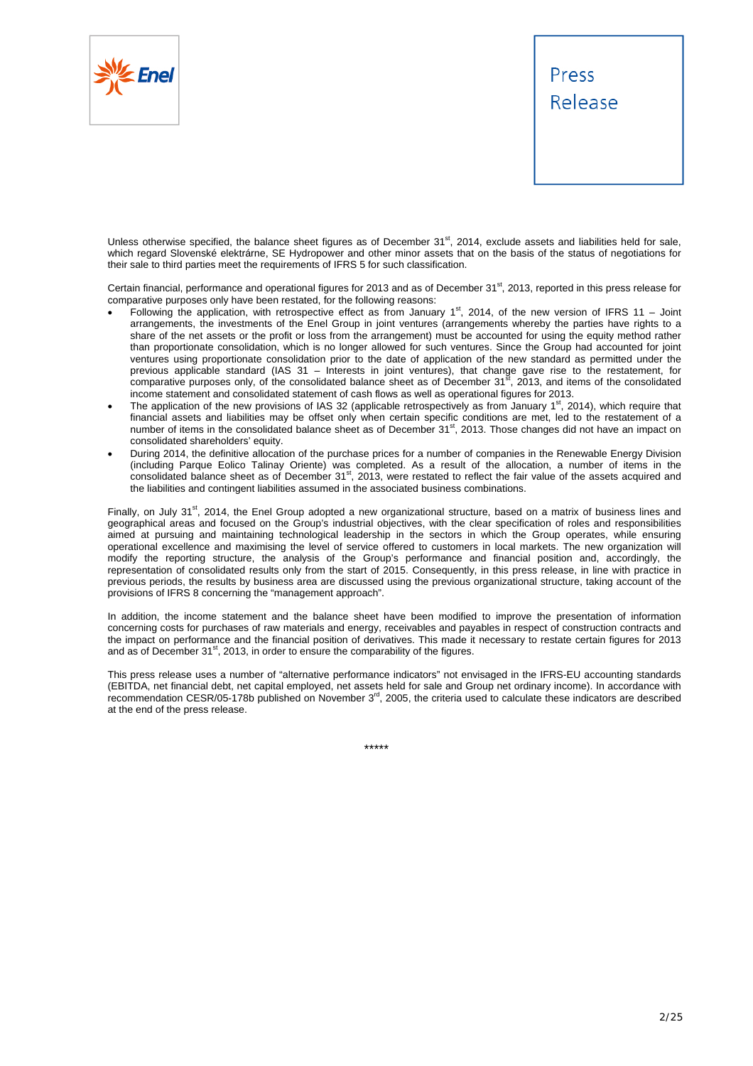Unless otherwise specified, the balance sheet figures as of December 31st, 2014, exclude assets and liabilities held for sale, which regard Slovenské elektrárne, SE Hydropower and other minor assets that on the basis of the status of negotiations for their sale to third parties meet the requirements of IFRS 5 for such classification.

Certain financial, performance and operational figures for 2013 and as of December 31st, 2013, reported in this press release for comparative purposes only have been restated, for the following reasons:

- Following the application, with retrospective effect as from January 1st, 2014, of the new version of IFRS 11 – Joint arrangements, the investments of the Enel Group in joint ventures (arrangements whereby the parties have rights to a share of the net assets or the profit or loss from the arrangement) must be accounted for using the equity method rather than proportionate consolidation, which is no longer allowed for such ventures. Since the Group had accounted for joint ventures using proportionate consolidation prior to the date of application of the new standard as permitted under the previous applicable standard (IAS 31 – Interests in joint ventures), that change gave rise to the restatement, for comparative purposes only, of the consolidated balance sheet as of December 31st, 2013, and items of the consolidated income statement and consolidated statement of cash flows as well as operational figures for 2013.
- The application of the new provisions of IAS 32 (applicable retrospectively as from January 1st, 2014), which require that financial assets and liabilities may be offset only when certain specific conditions are met, led to the restatement of a number of items in the consolidated balance sheet as of December 31st, 2013. Those changes did not have an impact on consolidated shareholders' equity.
- During 2014, the definitive allocation of the purchase prices for a number of companies in the Renewable Energy Division (including Parque Eolico Talinay Oriente) was completed. As a result of the allocation, a number of items in the consolidated balance sheet as of December 31st, 2013, were restated to reflect the fair value of the assets acquired and the liabilities and contingent liabilities assumed in the associated business combinations.

Finally, on July 31st, 2014, the Enel Group adopted a new organizational structure, based on a matrix of business lines and geographical areas and focused on the Group's industrial objectives, with the clear specification of roles and responsibilities aimed at pursuing and maintaining technological leadership in the sectors in which the Group operates, while ensuring operational excellence and maximising the level of service offered to customers in local markets. The new organization will modify the reporting structure, the analysis of the Group's performance and financial position and, accordingly, the representation of consolidated results only from the start of 2015. Consequently, in this press release, in line with practice in previous periods, the results by business area are discussed using the previous organizational structure, taking account of the provisions of IFRS 8 concerning the "management approach".

In addition, the income statement and the balance sheet have been modified to improve the presentation of information concerning costs for purchases of raw materials and energy, receivables and payables in respect of construction contracts and the impact on performance and the financial position of derivatives. This made it necessary to restate certain figures for 2013 and as of December 31st, 2013, in order to ensure the comparability of the figures.

This press release uses a number of "alternative performance indicators" not envisaged in the IFRS-EU accounting standards (EBITDA, net financial debt, net capital employed, net assets held for sale and Group net ordinary income). In accordance with recommendation CESR/05-178b published on November 3rd, 2005, the criteria used to calculate these indicators are described at the end of the press release.

*****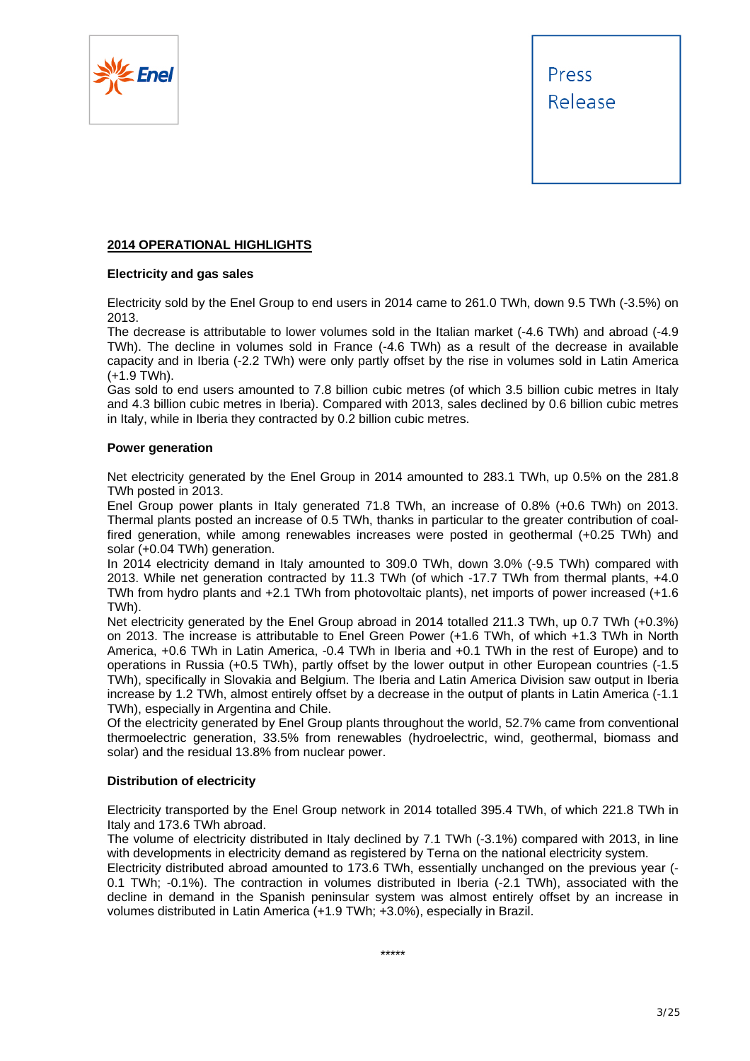## 2014 OPERATIONAL HIGHLIGHTS

### Electricity and gas sales

Electricity sold by the Enel Group to end users in 2014 came to 261.0 TWh, down 9.5 TWh (-3.5%) on 2013.
The decrease is attributable to lower volumes sold in the Italian market (-4.6 TWh) and abroad (-4.9 TWh). The decline in volumes sold in France (-4.6 TWh) as a result of the decrease in available capacity and in Iberia (-2.2 TWh) were only partly offset by the rise in volumes sold in Latin America (+1.9 TWh).
Gas sold to end users amounted to 7.8 billion cubic metres (of which 3.5 billion cubic metres in Italy and 4.3 billion cubic metres in Iberia). Compared with 2013, sales declined by 0.6 billion cubic metres in Italy, while in Iberia they contracted by 0.2 billion cubic metres.

### Power generation

Net electricity generated by the Enel Group in 2014 amounted to 283.1 TWh, up 0.5% on the 281.8 TWh posted in 2013.
Enel Group power plants in Italy generated 71.8 TWh, an increase of 0.8% (+0.6 TWh) on 2013. Thermal plants posted an increase of 0.5 TWh, thanks in particular to the greater contribution of coal-fired generation, while among renewables increases were posted in geothermal (+0.25 TWh) and solar (+0.04 TWh) generation.
In 2014 electricity demand in Italy amounted to 309.0 TWh, down 3.0% (-9.5 TWh) compared with 2013. While net generation contracted by 11.3 TWh (of which -17.7 TWh from thermal plants, +4.0 TWh from hydro plants and +2.1 TWh from photovoltaic plants), net imports of power increased (+1.6 TWh).
Net electricity generated by the Enel Group abroad in 2014 totalled 211.3 TWh, up 0.7 TWh (+0.3%) on 2013. The increase is attributable to Enel Green Power (+1.6 TWh, of which +1.3 TWh in North America, +0.6 TWh in Latin America, -0.4 TWh in Iberia and +0.1 TWh in the rest of Europe) and to operations in Russia (+0.5 TWh), partly offset by the lower output in other European countries (-1.5 TWh), specifically in Slovakia and Belgium. The Iberia and Latin America Division saw output in Iberia increase by 1.2 TWh, almost entirely offset by a decrease in the output of plants in Latin America (-1.1 TWh), especially in Argentina and Chile.
Of the electricity generated by Enel Group plants throughout the world, 52.7% came from conventional thermoelectric generation, 33.5% from renewables (hydroelectric, wind, geothermal, biomass and solar) and the residual 13.8% from nuclear power.

### Distribution of electricity

Electricity transported by the Enel Group network in 2014 totalled 395.4 TWh, of which 221.8 TWh in Italy and 173.6 TWh abroad.
The volume of electricity distributed in Italy declined by 7.1 TWh (-3.1%) compared with 2013, in line with developments in electricity demand as registered by Terna on the national electricity system.
Electricity distributed abroad amounted to 173.6 TWh, essentially unchanged on the previous year (-0.1 TWh; -0.1%). The contraction in volumes distributed in Iberia (-2.1 TWh), associated with the decline in demand in the Spanish peninsular system was almost entirely offset by an increase in volumes distributed in Latin America (+1.9 TWh; +3.0%), especially in Brazil.

*****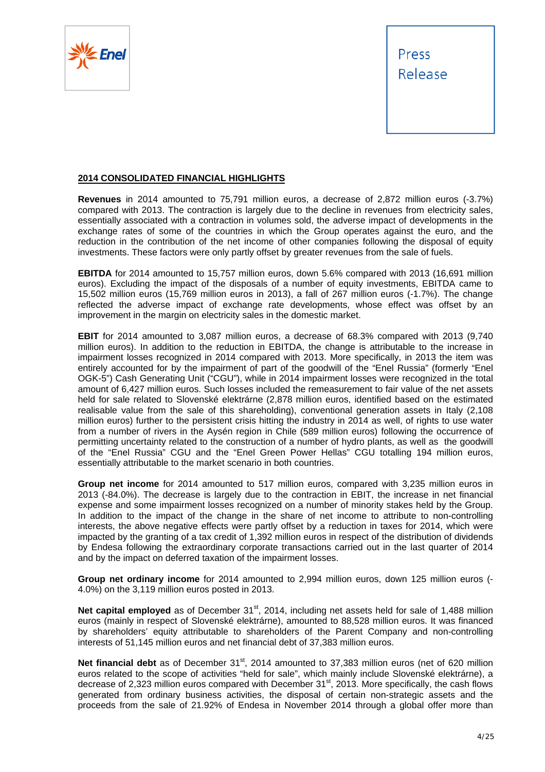## 2014 CONSOLIDATED FINANCIAL HIGHLIGHTS

**Revenues** in 2014 amounted to 75,791 million euros, a decrease of 2,872 million euros (-3.7%) compared with 2013. The contraction is largely due to the decline in revenues from electricity sales, essentially associated with a contraction in volumes sold, the adverse impact of developments in the exchange rates of some of the countries in which the Group operates against the euro, and the reduction in the contribution of the net income of other companies following the disposal of equity investments. These factors were only partly offset by greater revenues from the sale of fuels.

**EBITDA** for 2014 amounted to 15,757 million euros, down 5.6% compared with 2013 (16,691 million euros). Excluding the impact of the disposals of a number of equity investments, EBITDA came to 15,502 million euros (15,769 million euros in 2013), a fall of 267 million euros (-1.7%). The change reflected the adverse impact of exchange rate developments, whose effect was offset by an improvement in the margin on electricity sales in the domestic market.

**EBIT** for 2014 amounted to 3,087 million euros, a decrease of 68.3% compared with 2013 (9,740 million euros). In addition to the reduction in EBITDA, the change is attributable to the increase in impairment losses recognized in 2014 compared with 2013. More specifically, in 2013 the item was entirely accounted for by the impairment of part of the goodwill of the "Enel Russia" (formerly "Enel OGK-5") Cash Generating Unit ("CGU"), while in 2014 impairment losses were recognized in the total amount of 6,427 million euros. Such losses included the remeasurement to fair value of the net assets held for sale related to Slovenské elektrárne (2,878 million euros, identified based on the estimated realisable value from the sale of this shareholding), conventional generation assets in Italy (2,108 million euros) further to the persistent crisis hitting the industry in 2014 as well, of rights to use water from a number of rivers in the Aysén region in Chile (589 million euros) following the occurrence of permitting uncertainty related to the construction of a number of hydro plants, as well as the goodwill of the "Enel Russia" CGU and the "Enel Green Power Hellas" CGU totalling 194 million euros, essentially attributable to the market scenario in both countries.

**Group net income** for 2014 amounted to 517 million euros, compared with 3,235 million euros in 2013 (-84.0%). The decrease is largely due to the contraction in EBIT, the increase in net financial expense and some impairment losses recognized on a number of minority stakes held by the Group. In addition to the impact of the change in the share of net income to attribute to non-controlling interests, the above negative effects were partly offset by a reduction in taxes for 2014, which were impacted by the granting of a tax credit of 1,392 million euros in respect of the distribution of dividends by Endesa following the extraordinary corporate transactions carried out in the last quarter of 2014 and by the impact on deferred taxation of the impairment losses.

**Group net ordinary income** for 2014 amounted to 2,994 million euros, down 125 million euros (-4.0%) on the 3,119 million euros posted in 2013.

**Net capital employed** as of December 31st, 2014, including net assets held for sale of 1,488 million euros (mainly in respect of Slovenské elektrárne), amounted to 88,528 million euros. It was financed by shareholders' equity attributable to shareholders of the Parent Company and non-controlling interests of 51,145 million euros and net financial debt of 37,383 million euros.

**Net financial debt** as of December 31st, 2014 amounted to 37,383 million euros (net of 620 million euros related to the scope of activities "held for sale", which mainly include Slovenské elektrárne), a decrease of 2,323 million euros compared with December 31st, 2013. More specifically, the cash flows generated from ordinary business activities, the disposal of certain non-strategic assets and the proceeds from the sale of 21.92% of Endesa in November 2014 through a global offer more than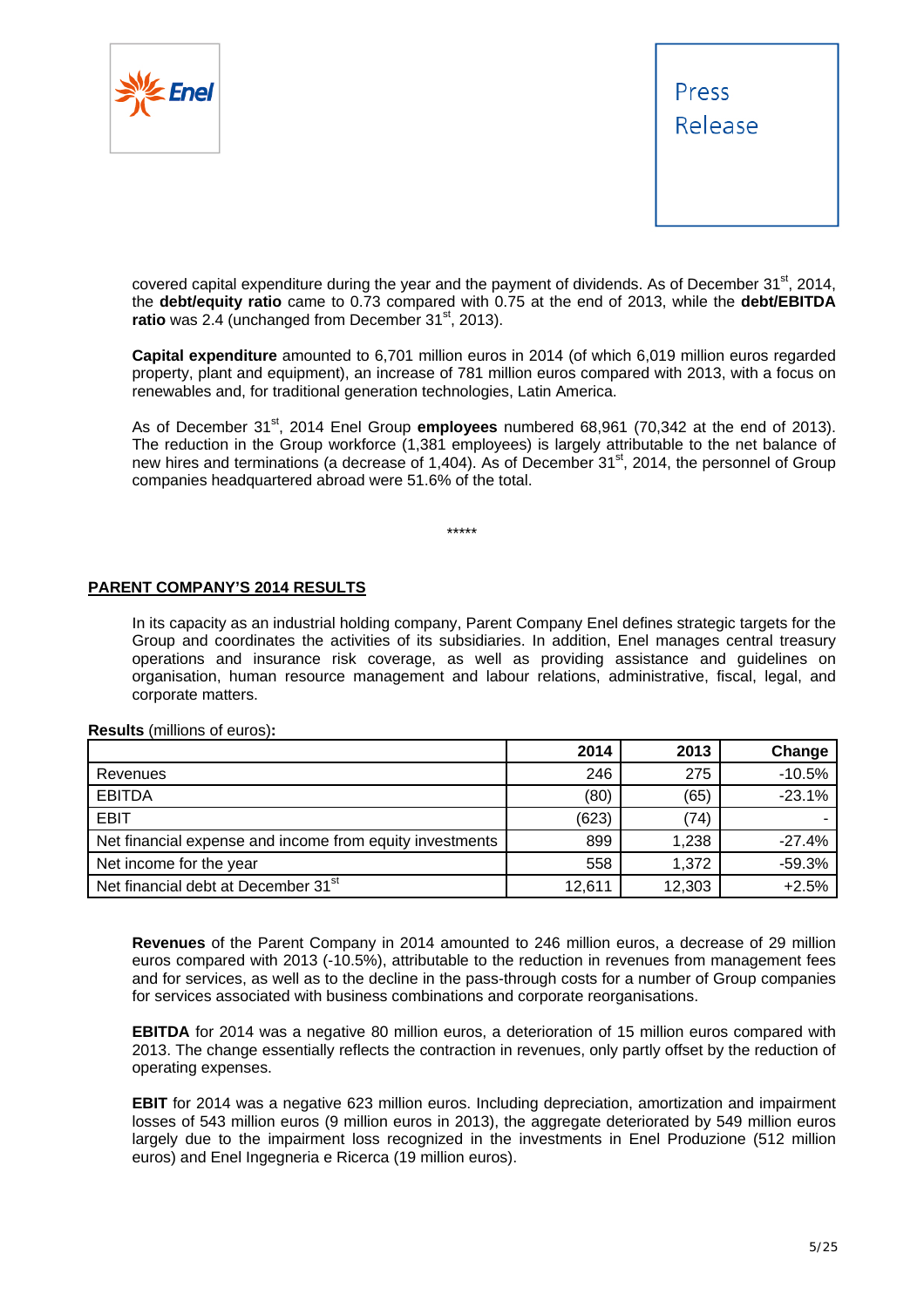covered capital expenditure during the year and the payment of dividends. As of December 31st, 2014, the **debt/equity ratio** came to 0.73 compared with 0.75 at the end of 2013, while the **debt/EBITDA ratio** was 2.4 (unchanged from December 31st, 2013).

**Capital expenditure** amounted to 6,701 million euros in 2014 (of which 6,019 million euros regarded property, plant and equipment), an increase of 781 million euros compared with 2013, with a focus on renewables and, for traditional generation technologies, Latin America.

As of December 31st, 2014 Enel Group **employees** numbered 68,961 (70,342 at the end of 2013). The reduction in the Group workforce (1,381 employees) is largely attributable to the net balance of new hires and terminations (a decrease of 1,404). As of December 31st, 2014, the personnel of Group companies headquartered abroad were 51.6% of the total.

*****

## PARENT COMPANY'S 2014 RESULTS

In its capacity as an industrial holding company, Parent Company Enel defines strategic targets for the Group and coordinates the activities of its subsidiaries. In addition, Enel manages central treasury operations and insurance risk coverage, as well as providing assistance and guidelines on organisation, human resource management and labour relations, administrative, fiscal, legal, and corporate matters.

**Results** (millions of euros)**:**

| | 2014 | 2013 | Change |
|---|---|---|---|
| Revenues | 246 | 275 | -10.5% |
| EBITDA | (80) | (65) | -23.1% |
| EBIT | (623) | (74) | - |
| Net financial expense and income from equity investments | 899 | 1,238 | -27.4% |
| Net income for the year | 558 | 1,372 | -59.3% |
| Net financial debt at December 31st | 12,611 | 12,303 | +2.5% |

**Revenues** of the Parent Company in 2014 amounted to 246 million euros, a decrease of 29 million euros compared with 2013 (-10.5%), attributable to the reduction in revenues from management fees and for services, as well as to the decline in the pass-through costs for a number of Group companies for services associated with business combinations and corporate reorganisations.

**EBITDA** for 2014 was a negative 80 million euros, a deterioration of 15 million euros compared with 2013. The change essentially reflects the contraction in revenues, only partly offset by the reduction of operating expenses.

**EBIT** for 2014 was a negative 623 million euros. Including depreciation, amortization and impairment losses of 543 million euros (9 million euros in 2013), the aggregate deteriorated by 549 million euros largely due to the impairment loss recognized in the investments in Enel Produzione (512 million euros) and Enel Ingegneria e Ricerca (19 million euros).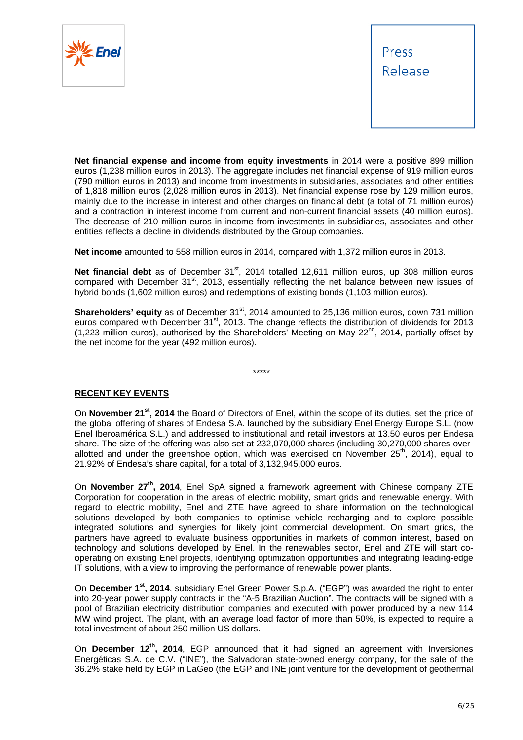**Net financial expense and income from equity investments** in 2014 were a positive 899 million euros (1,238 million euros in 2013). The aggregate includes net financial expense of 919 million euros (790 million euros in 2013) and income from investments in subsidiaries, associates and other entities of 1,818 million euros (2,028 million euros in 2013). Net financial expense rose by 129 million euros, mainly due to the increase in interest and other charges on financial debt (a total of 71 million euros) and a contraction in interest income from current and non-current financial assets (40 million euros). The decrease of 210 million euros in income from investments in subsidiaries, associates and other entities reflects a decline in dividends distributed by the Group companies.

**Net income** amounted to 558 million euros in 2014, compared with 1,372 million euros in 2013.

**Net financial debt** as of December 31st, 2014 totalled 12,611 million euros, up 308 million euros compared with December 31st, 2013, essentially reflecting the net balance between new issues of hybrid bonds (1,602 million euros) and redemptions of existing bonds (1,103 million euros).

**Shareholders' equity** as of December 31st, 2014 amounted to 25,136 million euros, down 731 million euros compared with December 31st, 2013. The change reflects the distribution of dividends for 2013 (1,223 million euros), authorised by the Shareholders' Meeting on May 22nd, 2014, partially offset by the net income for the year (492 million euros).

*****

**RECENT KEY EVENTS**

On **November 21st, 2014** the Board of Directors of Enel, within the scope of its duties, set the price of the global offering of shares of Endesa S.A. launched by the subsidiary Enel Energy Europe S.L. (now Enel Iberoamérica S.L.) and addressed to institutional and retail investors at 13.50 euros per Endesa share. The size of the offering was also set at 232,070,000 shares (including 30,270,000 shares over-allotted and under the greenshoe option, which was exercised on November 25th, 2014), equal to 21.92% of Endesa's share capital, for a total of 3,132,945,000 euros.

On **November 27th, 2014**, Enel SpA signed a framework agreement with Chinese company ZTE Corporation for cooperation in the areas of electric mobility, smart grids and renewable energy. With regard to electric mobility, Enel and ZTE have agreed to share information on the technological solutions developed by both companies to optimise vehicle recharging and to explore possible integrated solutions and synergies for likely joint commercial development. On smart grids, the partners have agreed to evaluate business opportunities in markets of common interest, based on technology and solutions developed by Enel. In the renewables sector, Enel and ZTE will start co-operating on existing Enel projects, identifying optimization opportunities and integrating leading-edge IT solutions, with a view to improving the performance of renewable power plants.

On **December 1st, 2014**, subsidiary Enel Green Power S.p.A. ("EGP") was awarded the right to enter into 20-year power supply contracts in the "A-5 Brazilian Auction". The contracts will be signed with a pool of Brazilian electricity distribution companies and executed with power produced by a new 114 MW wind project. The plant, with an average load factor of more than 50%, is expected to require a total investment of about 250 million US dollars.

On **December 12th, 2014**, EGP announced that it had signed an agreement with Inversiones Energéticas S.A. de C.V. ("INE"), the Salvadoran state-owned energy company, for the sale of the 36.2% stake held by EGP in LaGeo (the EGP and INE joint venture for the development of geothermal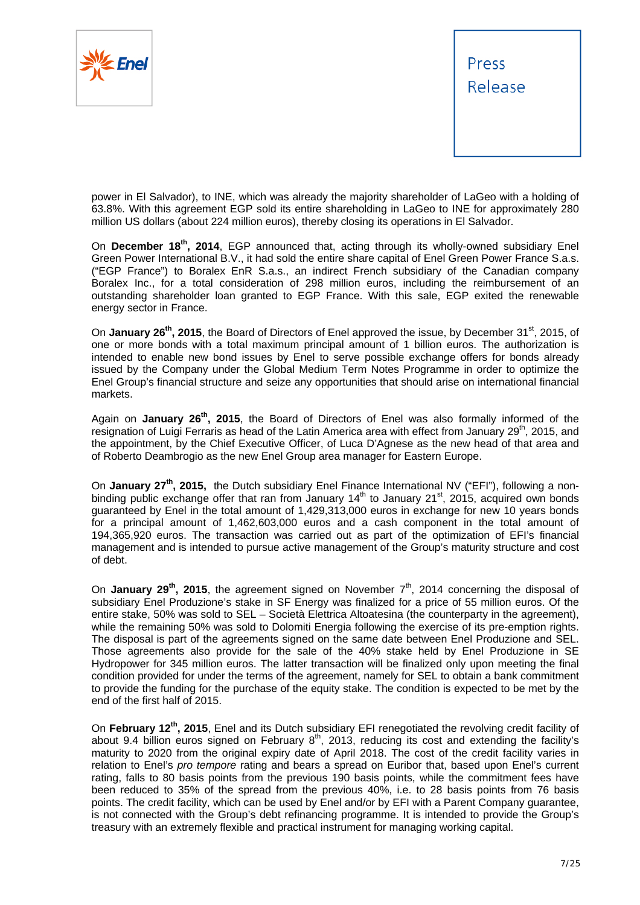power in El Salvador), to INE, which was already the majority shareholder of LaGeo with a holding of 63.8%. With this agreement EGP sold its entire shareholding in LaGeo to INE for approximately 280 million US dollars (about 224 million euros), thereby closing its operations in El Salvador.

On **December 18th, 2014**, EGP announced that, acting through its wholly-owned subsidiary Enel Green Power International B.V., it had sold the entire share capital of Enel Green Power France S.a.s. ("EGP France") to Boralex EnR S.a.s., an indirect French subsidiary of the Canadian company Boralex Inc., for a total consideration of 298 million euros, including the reimbursement of an outstanding shareholder loan granted to EGP France. With this sale, EGP exited the renewable energy sector in France.

On **January 26th, 2015**, the Board of Directors of Enel approved the issue, by December 31st, 2015, of one or more bonds with a total maximum principal amount of 1 billion euros. The authorization is intended to enable new bond issues by Enel to serve possible exchange offers for bonds already issued by the Company under the Global Medium Term Notes Programme in order to optimize the Enel Group's financial structure and seize any opportunities that should arise on international financial markets.

Again on **January 26th, 2015**, the Board of Directors of Enel was also formally informed of the resignation of Luigi Ferraris as head of the Latin America area with effect from January 29th, 2015, and the appointment, by the Chief Executive Officer, of Luca D'Agnese as the new head of that area and of Roberto Deambrogio as the new Enel Group area manager for Eastern Europe.

On **January 27th, 2015,** the Dutch subsidiary Enel Finance International NV ("EFI"), following a non-binding public exchange offer that ran from January 14th to January 21st, 2015, acquired own bonds guaranteed by Enel in the total amount of 1,429,313,000 euros in exchange for new 10 years bonds for a principal amount of 1,462,603,000 euros and a cash component in the total amount of 194,365,920 euros. The transaction was carried out as part of the optimization of EFI's financial management and is intended to pursue active management of the Group's maturity structure and cost of debt.

On **January 29th, 2015**, the agreement signed on November 7th, 2014 concerning the disposal of subsidiary Enel Produzione's stake in SF Energy was finalized for a price of 55 million euros. Of the entire stake, 50% was sold to SEL – Società Elettrica Altoatesina (the counterparty in the agreement), while the remaining 50% was sold to Dolomiti Energia following the exercise of its pre-emption rights. The disposal is part of the agreements signed on the same date between Enel Produzione and SEL. Those agreements also provide for the sale of the 40% stake held by Enel Produzione in SE Hydropower for 345 million euros. The latter transaction will be finalized only upon meeting the final condition provided for under the terms of the agreement, namely for SEL to obtain a bank commitment to provide the funding for the purchase of the equity stake. The condition is expected to be met by the end of the first half of 2015.

On **February 12th, 2015**, Enel and its Dutch subsidiary EFI renegotiated the revolving credit facility of about 9.4 billion euros signed on February 8th, 2013, reducing its cost and extending the facility's maturity to 2020 from the original expiry date of April 2018. The cost of the credit facility varies in relation to Enel's *pro tempore* rating and bears a spread on Euribor that, based upon Enel's current rating, falls to 80 basis points from the previous 190 basis points, while the commitment fees have been reduced to 35% of the spread from the previous 40%, i.e. to 28 basis points from 76 basis points. The credit facility, which can be used by Enel and/or by EFI with a Parent Company guarantee, is not connected with the Group's debt refinancing programme. It is intended to provide the Group's treasury with an extremely flexible and practical instrument for managing working capital.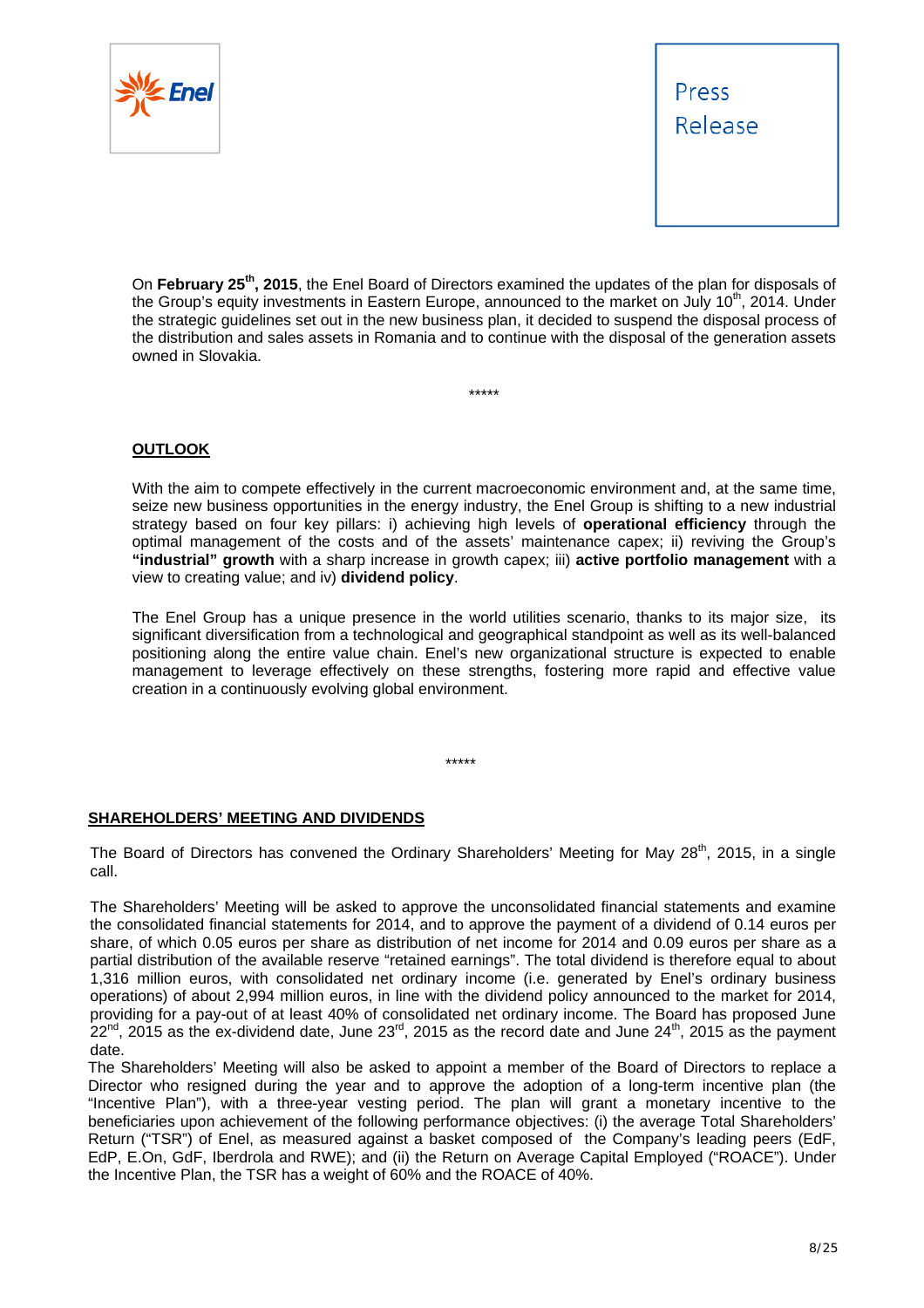On **February 25th, 2015**, the Enel Board of Directors examined the updates of the plan for disposals of the Group's equity investments in Eastern Europe, announced to the market on July 10th, 2014. Under the strategic guidelines set out in the new business plan, it decided to suspend the disposal process of the distribution and sales assets in Romania and to continue with the disposal of the generation assets owned in Slovakia.

*****

**OUTLOOK**

With the aim to compete effectively in the current macroeconomic environment and, at the same time, seize new business opportunities in the energy industry, the Enel Group is shifting to a new industrial strategy based on four key pillars: i) achieving high levels of **operational efficiency** through the optimal management of the costs and of the assets' maintenance capex; ii) reviving the Group's **"industrial" growth** with a sharp increase in growth capex; iii) **active portfolio management** with a view to creating value; and iv) **dividend policy**.

The Enel Group has a unique presence in the world utilities scenario, thanks to its major size, its significant diversification from a technological and geographical standpoint as well as its well-balanced positioning along the entire value chain. Enel's new organizational structure is expected to enable management to leverage effectively on these strengths, fostering more rapid and effective value creation in a continuously evolving global environment.

*****

**SHAREHOLDERS' MEETING AND DIVIDENDS**

The Board of Directors has convened the Ordinary Shareholders' Meeting for May 28th, 2015, in a single call.

The Shareholders' Meeting will be asked to approve the unconsolidated financial statements and examine the consolidated financial statements for 2014, and to approve the payment of a dividend of 0.14 euros per share, of which 0.05 euros per share as distribution of net income for 2014 and 0.09 euros per share as a partial distribution of the available reserve "retained earnings". The total dividend is therefore equal to about 1,316 million euros, with consolidated net ordinary income (i.e. generated by Enel's ordinary business operations) of about 2,994 million euros, in line with the dividend policy announced to the market for 2014, providing for a pay-out of at least 40% of consolidated net ordinary income. The Board has proposed June 22nd, 2015 as the ex-dividend date, June 23rd, 2015 as the record date and June 24th, 2015 as the payment date.

The Shareholders' Meeting will also be asked to appoint a member of the Board of Directors to replace a Director who resigned during the year and to approve the adoption of a long-term incentive plan (the "Incentive Plan"), with a three-year vesting period. The plan will grant a monetary incentive to the beneficiaries upon achievement of the following performance objectives: (i) the average Total Shareholders' Return ("TSR") of Enel, as measured against a basket composed of the Company's leading peers (EdF, EdP, E.On, GdF, Iberdrola and RWE); and (ii) the Return on Average Capital Employed ("ROACE"). Under the Incentive Plan, the TSR has a weight of 60% and the ROACE of 40%.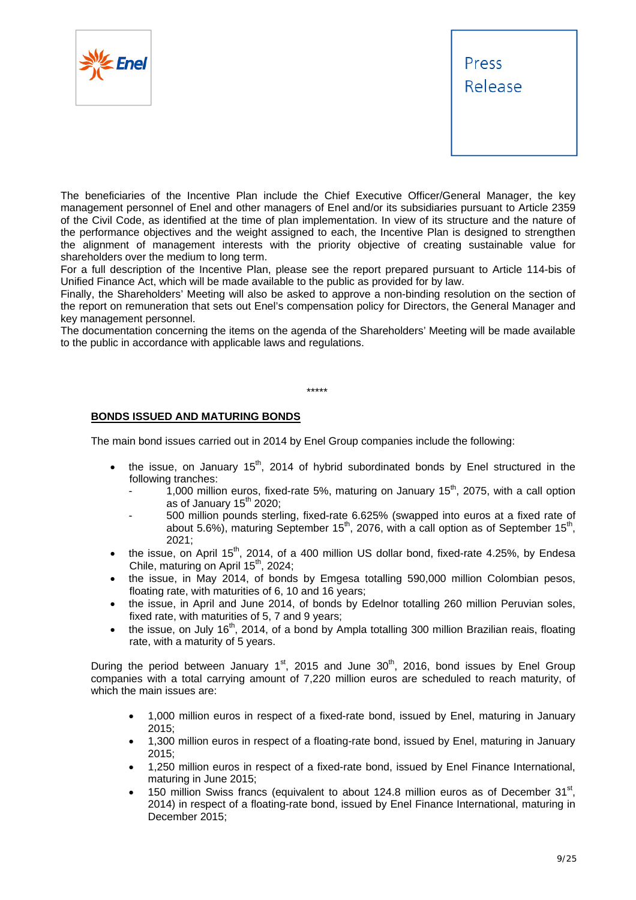The beneficiaries of the Incentive Plan include the Chief Executive Officer/General Manager, the key management personnel of Enel and other managers of Enel and/or its subsidiaries pursuant to Article 2359 of the Civil Code, as identified at the time of plan implementation. In view of its structure and the nature of the performance objectives and the weight assigned to each, the Incentive Plan is designed to strengthen the alignment of management interests with the priority objective of creating sustainable value for shareholders over the medium to long term.
For a full description of the Incentive Plan, please see the report prepared pursuant to Article 114-bis of Unified Finance Act, which will be made available to the public as provided for by law.
Finally, the Shareholders' Meeting will also be asked to approve a non-binding resolution on the section of the report on remuneration that sets out Enel's compensation policy for Directors, the General Manager and key management personnel.
The documentation concerning the items on the agenda of the Shareholders' Meeting will be made available to the public in accordance with applicable laws and regulations.

*****

**BONDS ISSUED AND MATURING BONDS**

The main bond issues carried out in 2014 by Enel Group companies include the following:

- the issue, on January 15th, 2014 of hybrid subordinated bonds by Enel structured in the following tranches:
  - 1,000 million euros, fixed-rate 5%, maturing on January 15th, 2075, with a call option as of January 15th 2020;
  - 500 million pounds sterling, fixed-rate 6.625% (swapped into euros at a fixed rate of about 5.6%), maturing September 15th, 2076, with a call option as of September 15th, 2021;
- the issue, on April 15th, 2014, of a 400 million US dollar bond, fixed-rate 4.25%, by Endesa Chile, maturing on April 15th, 2024;
- the issue, in May 2014, of bonds by Emgesa totalling 590,000 million Colombian pesos, floating rate, with maturities of 6, 10 and 16 years;
- the issue, in April and June 2014, of bonds by Edelnor totalling 260 million Peruvian soles, fixed rate, with maturities of 5, 7 and 9 years;
- the issue, on July 16th, 2014, of a bond by Ampla totalling 300 million Brazilian reais, floating rate, with a maturity of 5 years.

During the period between January 1st, 2015 and June 30th, 2016, bond issues by Enel Group companies with a total carrying amount of 7,220 million euros are scheduled to reach maturity, of which the main issues are:

- 1,000 million euros in respect of a fixed-rate bond, issued by Enel, maturing in January 2015;
- 1,300 million euros in respect of a floating-rate bond, issued by Enel, maturing in January 2015;
- 1,250 million euros in respect of a fixed-rate bond, issued by Enel Finance International, maturing in June 2015;
- 150 million Swiss francs (equivalent to about 124.8 million euros as of December 31st, 2014) in respect of a floating-rate bond, issued by Enel Finance International, maturing in December 2015;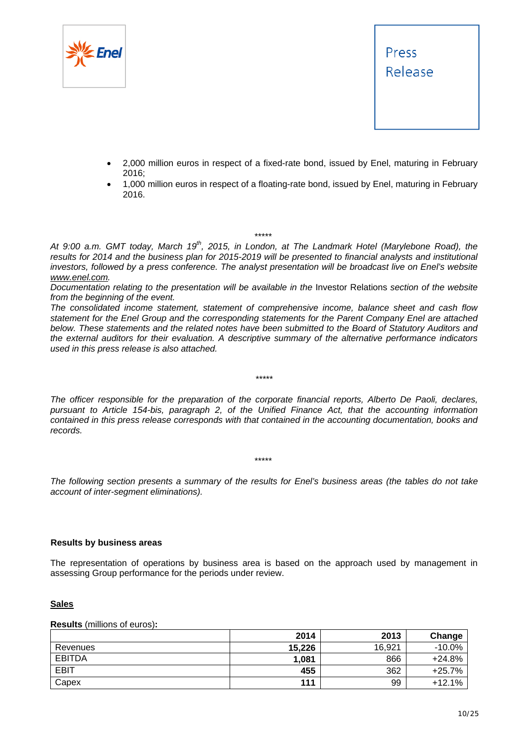- 2,000 million euros in respect of a fixed-rate bond, issued by Enel, maturing in February 2016;
- 1,000 million euros in respect of a floating-rate bond, issued by Enel, maturing in February 2016.

*****

*At 9:00 a.m. GMT today, March 19th, 2015, in London, at The Landmark Hotel (Marylebone Road), the results for 2014 and the business plan for 2015-2019 will be presented to financial analysts and institutional investors, followed by a press conference. The analyst presentation will be broadcast live on Enel's website www.enel.com.*

*Documentation relating to the presentation will be available in the* Investor Relations *section of the website from the beginning of the event.*

*The consolidated income statement, statement of comprehensive income, balance sheet and cash flow statement for the Enel Group and the corresponding statements for the Parent Company Enel are attached below. These statements and the related notes have been submitted to the Board of Statutory Auditors and the external auditors for their evaluation. A descriptive summary of the alternative performance indicators used in this press release is also attached.*

*****

*The officer responsible for the preparation of the corporate financial reports, Alberto De Paoli, declares, pursuant to Article 154-bis, paragraph 2, of the Unified Finance Act, that the accounting information contained in this press release corresponds with that contained in the accounting documentation, books and records.*

*****

*The following section presents a summary of the results for Enel's business areas (the tables do not take account of inter-segment eliminations).*

**Results by business areas**

The representation of operations by business area is based on the approach used by management in assessing Group performance for the periods under review.

**Sales**

**Results** (millions of euros)**:**

| | 2014 | 2013 | Change |
|---|---|---|---|
| Revenues | **15,226** | 16,921 | -10.0% |
| EBITDA | **1,081** | 866 | +24.8% |
| EBIT | **455** | 362 | +25.7% |
| Capex | **111** | 99 | +12.1% |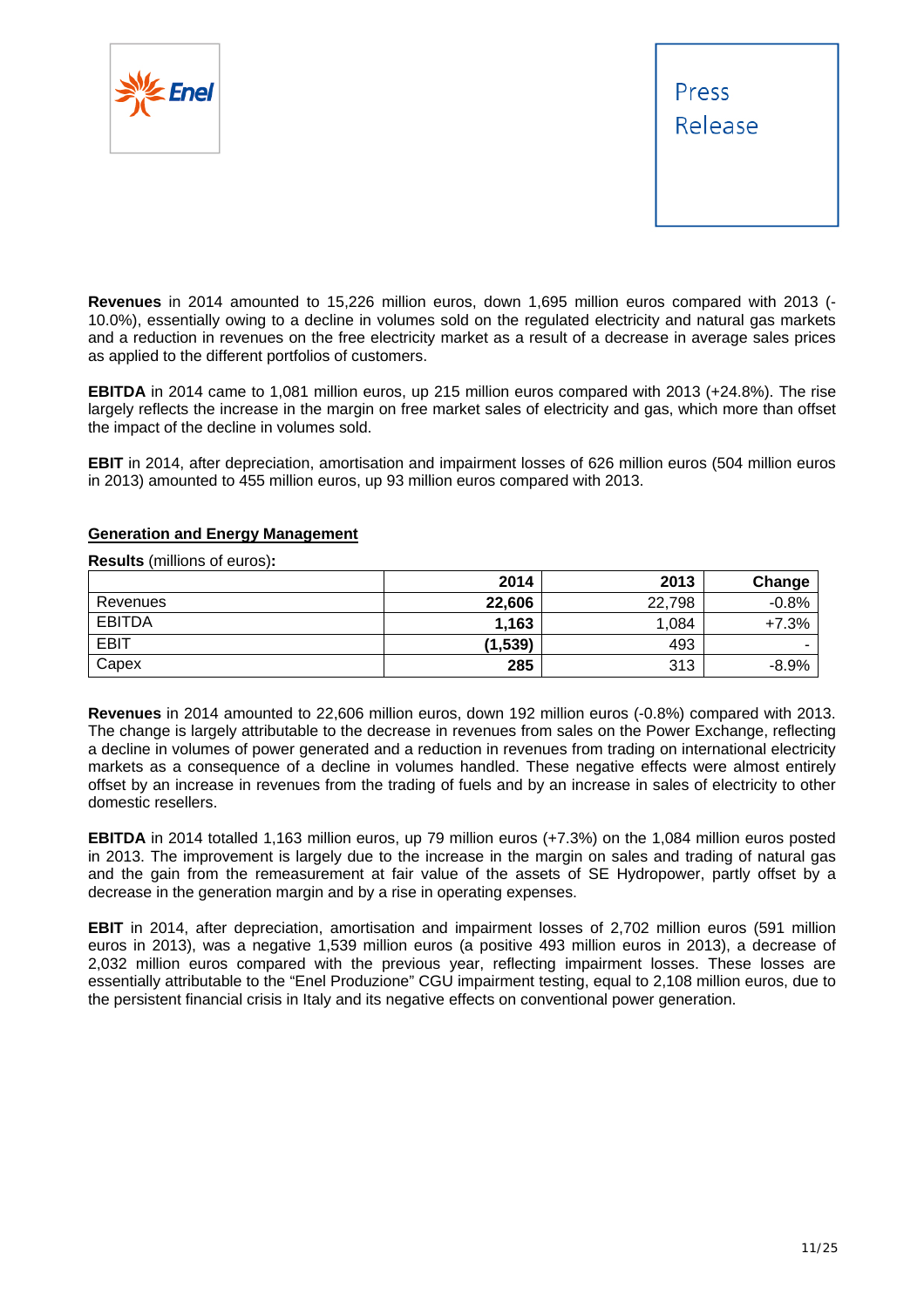**Revenues** in 2014 amounted to 15,226 million euros, down 1,695 million euros compared with 2013 (-10.0%), essentially owing to a decline in volumes sold on the regulated electricity and natural gas markets and a reduction in revenues on the free electricity market as a result of a decrease in average sales prices as applied to the different portfolios of customers.

**EBITDA** in 2014 came to 1,081 million euros, up 215 million euros compared with 2013 (+24.8%). The rise largely reflects the increase in the margin on free market sales of electricity and gas, which more than offset the impact of the decline in volumes sold.

**EBIT** in 2014, after depreciation, amortisation and impairment losses of 626 million euros (504 million euros in 2013) amounted to 455 million euros, up 93 million euros compared with 2013.

**Generation and Energy Management**

**Results** (millions of euros)**:**

| | **2014** | **2013** | **Change** |
|---|---|---|---|
| Revenues | **22,606** | 22,798 | -0.8% |
| EBITDA | **1,163** | 1,084 | +7.3% |
| EBIT | **(1,539)** | 493 | - |
| Capex | **285** | 313 | -8.9% |

**Revenues** in 2014 amounted to 22,606 million euros, down 192 million euros (-0.8%) compared with 2013. The change is largely attributable to the decrease in revenues from sales on the Power Exchange, reflecting a decline in volumes of power generated and a reduction in revenues from trading on international electricity markets as a consequence of a decline in volumes handled. These negative effects were almost entirely offset by an increase in revenues from the trading of fuels and by an increase in sales of electricity to other domestic resellers.

**EBITDA** in 2014 totalled 1,163 million euros, up 79 million euros (+7.3%) on the 1,084 million euros posted in 2013. The improvement is largely due to the increase in the margin on sales and trading of natural gas and the gain from the remeasurement at fair value of the assets of SE Hydropower, partly offset by a decrease in the generation margin and by a rise in operating expenses.

**EBIT** in 2014, after depreciation, amortisation and impairment losses of 2,702 million euros (591 million euros in 2013), was a negative 1,539 million euros (a positive 493 million euros in 2013), a decrease of 2,032 million euros compared with the previous year, reflecting impairment losses. These losses are essentially attributable to the "Enel Produzione" CGU impairment testing, equal to 2,108 million euros, due to the persistent financial crisis in Italy and its negative effects on conventional power generation.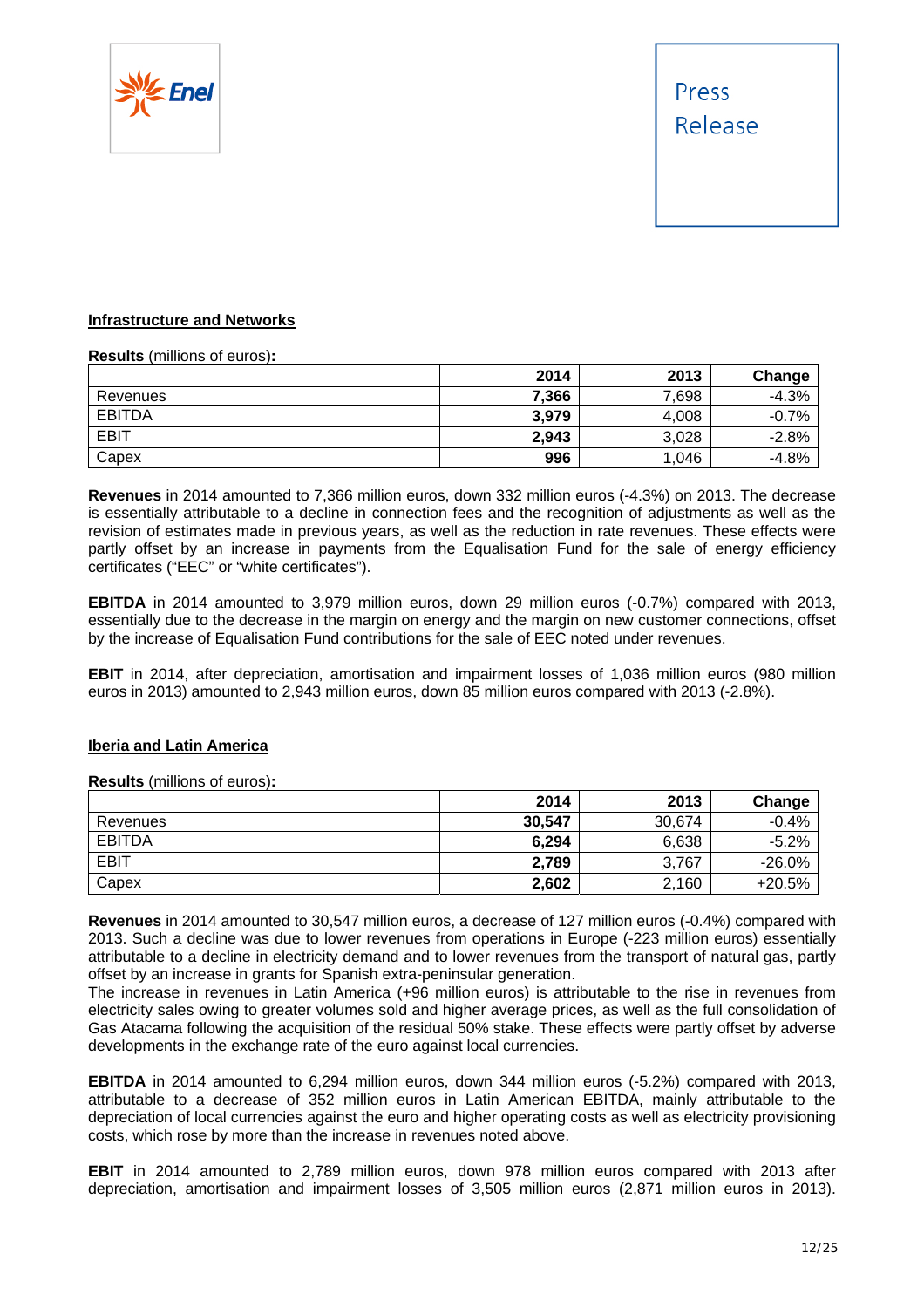## Infrastructure and Networks

**Results** (millions of euros)**:**

| | 2014 | 2013 | Change |
|---|---|---|---|
| Revenues | **7,366** | 7,698 | -4.3% |
| EBITDA | **3,979** | 4,008 | -0.7% |
| EBIT | **2,943** | 3,028 | -2.8% |
| Capex | **996** | 1,046 | -4.8% |

**Revenues** in 2014 amounted to 7,366 million euros, down 332 million euros (-4.3%) on 2013. The decrease is essentially attributable to a decline in connection fees and the recognition of adjustments as well as the revision of estimates made in previous years, as well as the reduction in rate revenues. These effects were partly offset by an increase in payments from the Equalisation Fund for the sale of energy efficiency certificates ("EEC" or "white certificates").

**EBITDA** in 2014 amounted to 3,979 million euros, down 29 million euros (-0.7%) compared with 2013, essentially due to the decrease in the margin on energy and the margin on new customer connections, offset by the increase of Equalisation Fund contributions for the sale of EEC noted under revenues.

**EBIT** in 2014, after depreciation, amortisation and impairment losses of 1,036 million euros (980 million euros in 2013) amounted to 2,943 million euros, down 85 million euros compared with 2013 (-2.8%).

## Iberia and Latin America

**Results** (millions of euros)**:**

| | 2014 | 2013 | Change |
|---|---|---|---|
| Revenues | **30,547** | 30,674 | -0.4% |
| EBITDA | **6,294** | 6,638 | -5.2% |
| EBIT | **2,789** | 3,767 | -26.0% |
| Capex | **2,602** | 2,160 | +20.5% |

**Revenues** in 2014 amounted to 30,547 million euros, a decrease of 127 million euros (-0.4%) compared with 2013. Such a decline was due to lower revenues from operations in Europe (-223 million euros) essentially attributable to a decline in electricity demand and to lower revenues from the transport of natural gas, partly offset by an increase in grants for Spanish extra-peninsular generation.
The increase in revenues in Latin America (+96 million euros) is attributable to the rise in revenues from electricity sales owing to greater volumes sold and higher average prices, as well as the full consolidation of Gas Atacama following the acquisition of the residual 50% stake. These effects were partly offset by adverse developments in the exchange rate of the euro against local currencies.

**EBITDA** in 2014 amounted to 6,294 million euros, down 344 million euros (-5.2%) compared with 2013, attributable to a decrease of 352 million euros in Latin American EBITDA, mainly attributable to the depreciation of local currencies against the euro and higher operating costs as well as electricity provisioning costs, which rose by more than the increase in revenues noted above.

**EBIT** in 2014 amounted to 2,789 million euros, down 978 million euros compared with 2013 after depreciation, amortisation and impairment losses of 3,505 million euros (2,871 million euros in 2013).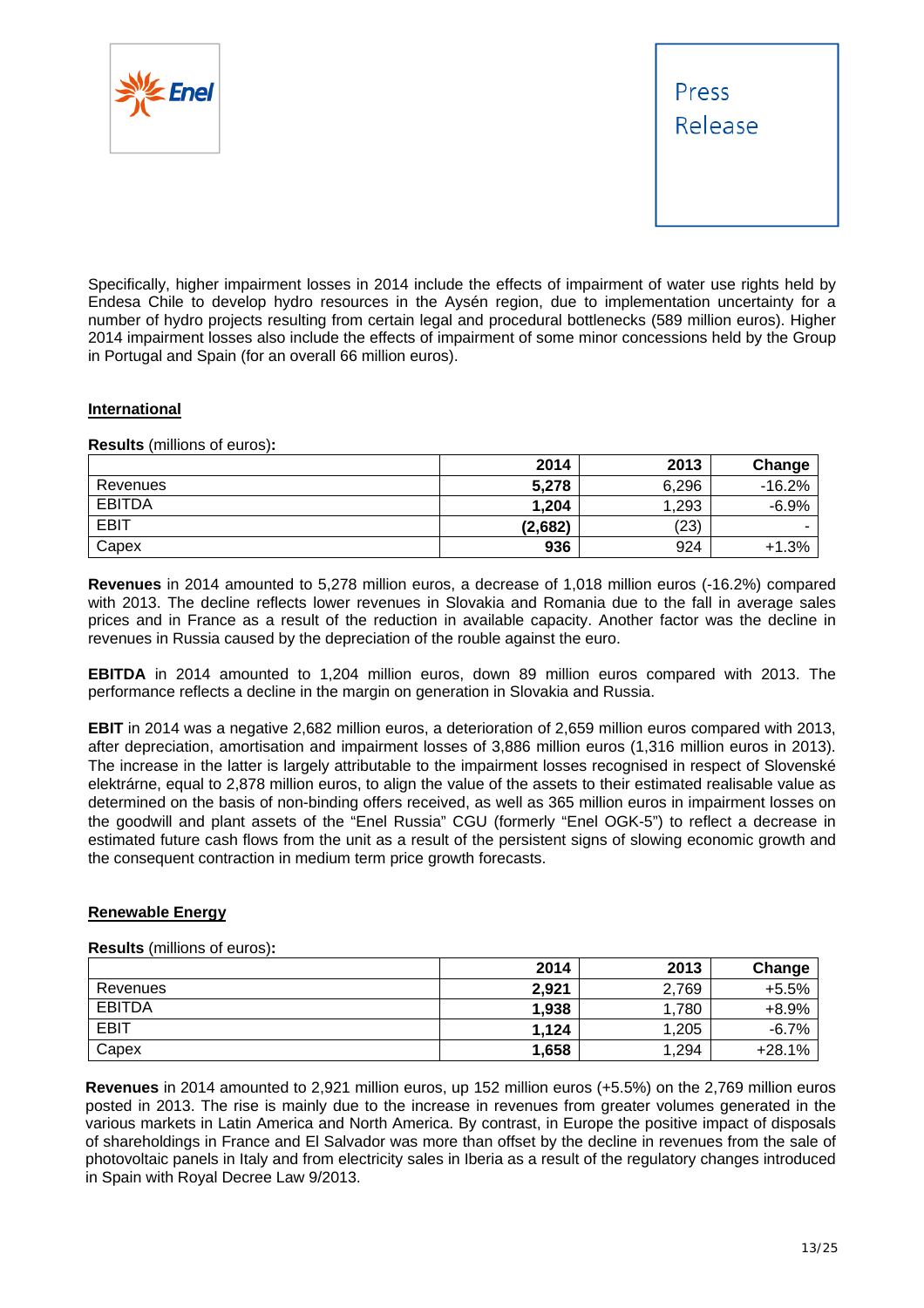Specifically, higher impairment losses in 2014 include the effects of impairment of water use rights held by Endesa Chile to develop hydro resources in the Aysén region, due to implementation uncertainty for a number of hydro projects resulting from certain legal and procedural bottlenecks (589 million euros). Higher 2014 impairment losses also include the effects of impairment of some minor concessions held by the Group in Portugal and Spain (for an overall 66 million euros).

## International

**Results** (millions of euros)**:**

| | **2014** | **2013** | **Change** |
|---|---|---|---|
| Revenues | **5,278** | 6,296 | -16.2% |
| EBITDA | **1,204** | 1,293 | -6.9% |
| EBIT | **(2,682)** | (23) | - |
| Capex | **936** | 924 | +1.3% |

**Revenues** in 2014 amounted to 5,278 million euros, a decrease of 1,018 million euros (-16.2%) compared with 2013. The decline reflects lower revenues in Slovakia and Romania due to the fall in average sales prices and in France as a result of the reduction in available capacity. Another factor was the decline in revenues in Russia caused by the depreciation of the rouble against the euro.

**EBITDA** in 2014 amounted to 1,204 million euros, down 89 million euros compared with 2013. The performance reflects a decline in the margin on generation in Slovakia and Russia.

**EBIT** in 2014 was a negative 2,682 million euros, a deterioration of 2,659 million euros compared with 2013, after depreciation, amortisation and impairment losses of 3,886 million euros (1,316 million euros in 2013). The increase in the latter is largely attributable to the impairment losses recognised in respect of Slovenské elektrárne, equal to 2,878 million euros, to align the value of the assets to their estimated realisable value as determined on the basis of non-binding offers received, as well as 365 million euros in impairment losses on the goodwill and plant assets of the "Enel Russia" CGU (formerly "Enel OGK-5") to reflect a decrease in estimated future cash flows from the unit as a result of the persistent signs of slowing economic growth and the consequent contraction in medium term price growth forecasts.

## Renewable Energy

**Results** (millions of euros)**:**

| | **2014** | **2013** | **Change** |
|---|---|---|---|
| Revenues | **2,921** | 2,769 | +5.5% |
| EBITDA | **1,938** | 1,780 | +8.9% |
| EBIT | **1,124** | 1,205 | -6.7% |
| Capex | **1,658** | 1,294 | +28.1% |

**Revenues** in 2014 amounted to 2,921 million euros, up 152 million euros (+5.5%) on the 2,769 million euros posted in 2013. The rise is mainly due to the increase in revenues from greater volumes generated in the various markets in Latin America and North America. By contrast, in Europe the positive impact of disposals of shareholdings in France and El Salvador was more than offset by the decline in revenues from the sale of photovoltaic panels in Italy and from electricity sales in Iberia as a result of the regulatory changes introduced in Spain with Royal Decree Law 9/2013.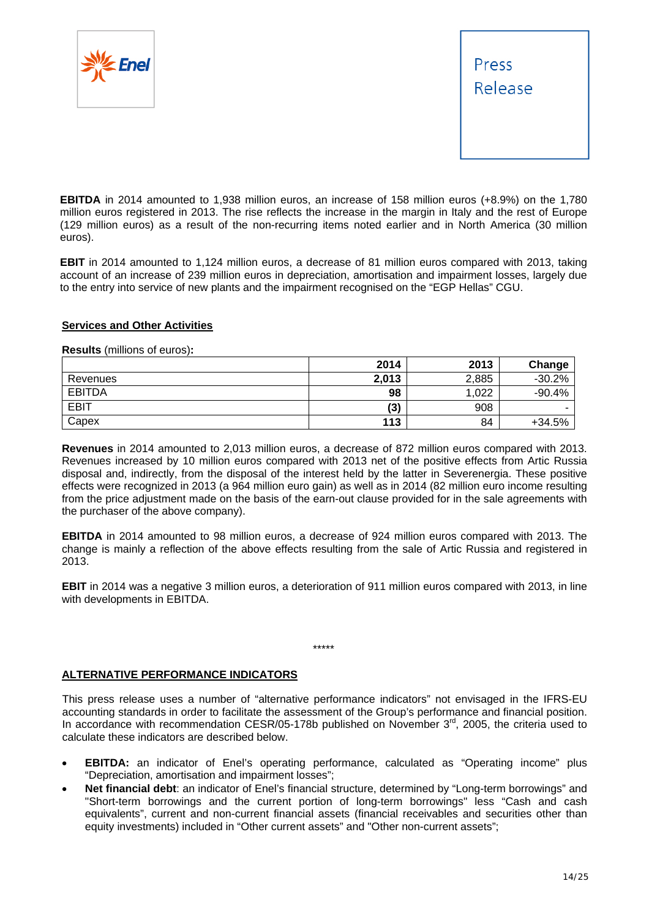**EBITDA** in 2014 amounted to 1,938 million euros, an increase of 158 million euros (+8.9%) on the 1,780 million euros registered in 2013. The rise reflects the increase in the margin in Italy and the rest of Europe (129 million euros) as a result of the non-recurring items noted earlier and in North America (30 million euros).

**EBIT** in 2014 amounted to 1,124 million euros, a decrease of 81 million euros compared with 2013, taking account of an increase of 239 million euros in depreciation, amortisation and impairment losses, largely due to the entry into service of new plants and the impairment recognised on the "EGP Hellas" CGU.

**Services and Other Activities**

**Results** (millions of euros)**:**

| | **2014** | **2013** | **Change** |
|---|---|---|---|
| Revenues | **2,013** | 2,885 | -30.2% |
| EBITDA | **98** | 1,022 | -90.4% |
| EBIT | **(3)** | 908 | - |
| Capex | **113** | 84 | +34.5% |

**Revenues** in 2014 amounted to 2,013 million euros, a decrease of 872 million euros compared with 2013. Revenues increased by 10 million euros compared with 2013 net of the positive effects from Artic Russia disposal and, indirectly, from the disposal of the interest held by the latter in Severenergia. These positive effects were recognized in 2013 (a 964 million euro gain) as well as in 2014 (82 million euro income resulting from the price adjustment made on the basis of the earn-out clause provided for in the sale agreements with the purchaser of the above company).

**EBITDA** in 2014 amounted to 98 million euros, a decrease of 924 million euros compared with 2013. The change is mainly a reflection of the above effects resulting from the sale of Artic Russia and registered in 2013.

**EBIT** in 2014 was a negative 3 million euros, a deterioration of 911 million euros compared with 2013, in line with developments in EBITDA.

*****

**ALTERNATIVE PERFORMANCE INDICATORS**

This press release uses a number of "alternative performance indicators" not envisaged in the IFRS-EU accounting standards in order to facilitate the assessment of the Group's performance and financial position. In accordance with recommendation CESR/05-178b published on November 3rd, 2005, the criteria used to calculate these indicators are described below.

- **EBITDA:** an indicator of Enel's operating performance, calculated as "Operating income" plus "Depreciation, amortisation and impairment losses";
- **Net financial debt**: an indicator of Enel's financial structure, determined by "Long-term borrowings" and "Short-term borrowings and the current portion of long-term borrowings" less "Cash and cash equivalents", current and non-current financial assets (financial receivables and securities other than equity investments) included in "Other current assets" and "Other non-current assets";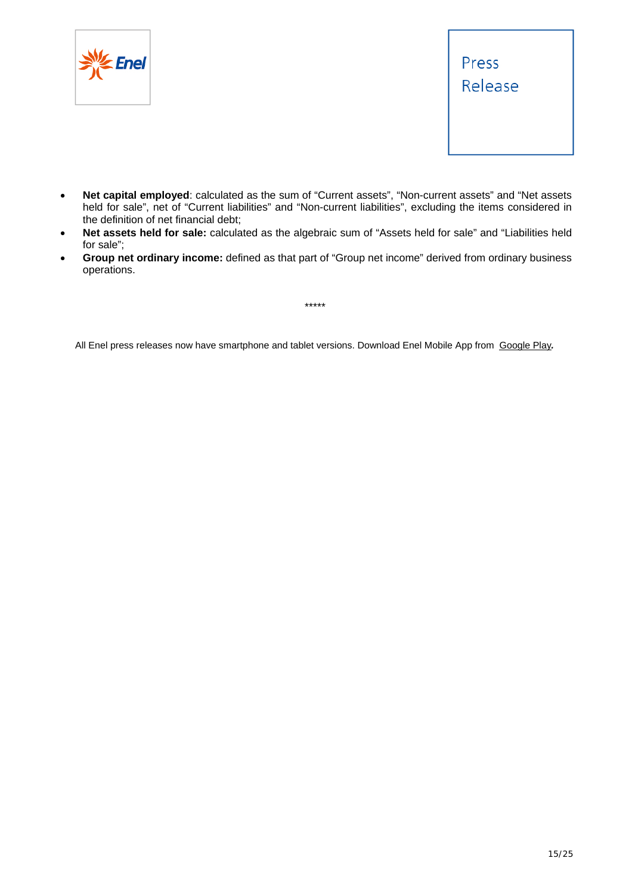- **Net capital employed**: calculated as the sum of "Current assets", "Non-current assets" and "Net assets held for sale", net of "Current liabilities" and "Non-current liabilities", excluding the items considered in the definition of net financial debt;
- **Net assets held for sale:** calculated as the algebraic sum of "Assets held for sale" and "Liabilities held for sale";
- **Group net ordinary income:** defined as that part of "Group net income" derived from ordinary business operations.

*****

All Enel press releases now have smartphone and tablet versions. Download Enel Mobile App from Google Play**.**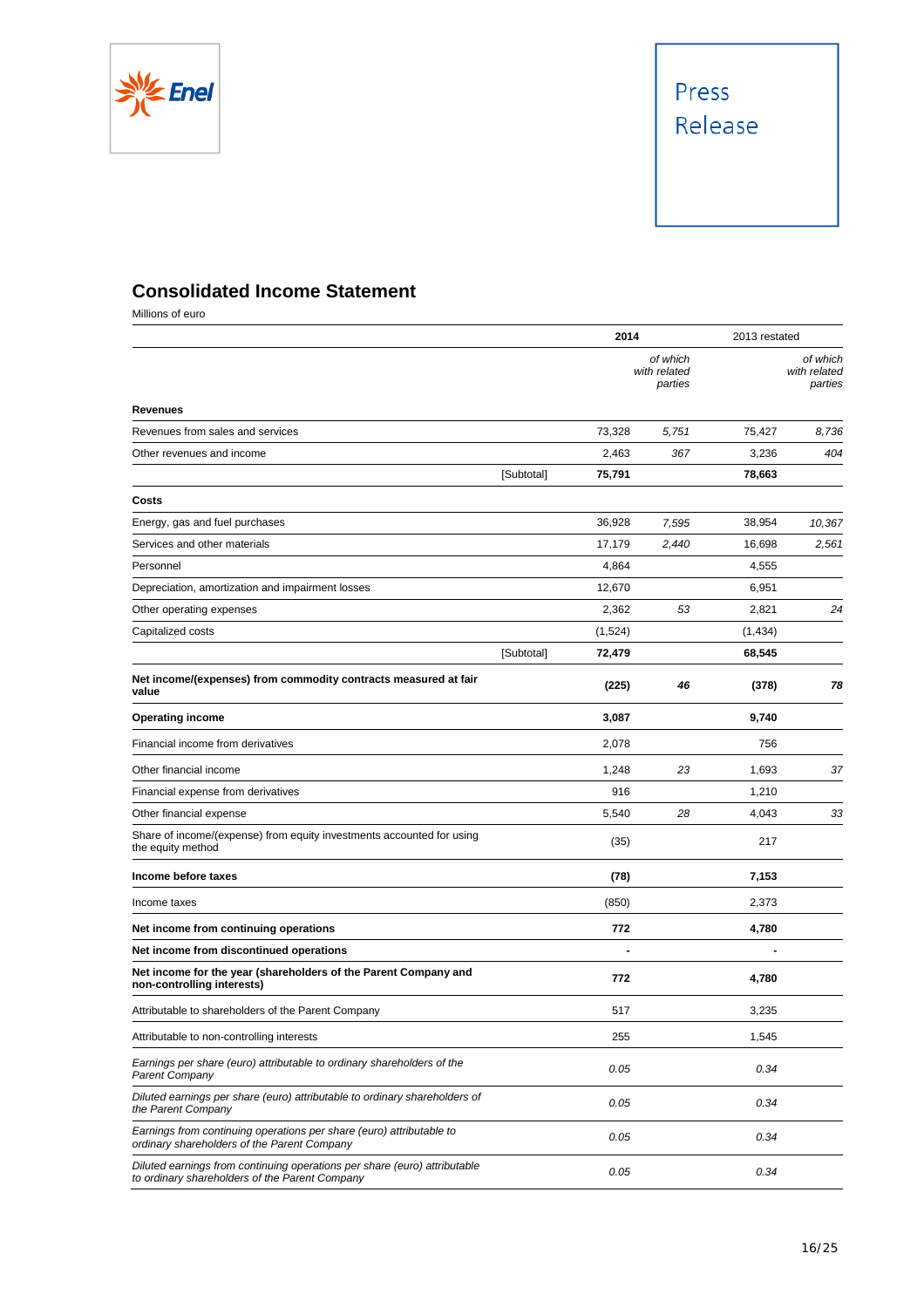Press Release

## Consolidated Income Statement

Millions of euro

| | | 2014 | | 2013 restated | |
|---|---|---|---|---|---|
| | | | *of which with related parties* | | *of which with related parties* |
| **Revenues** | | | | | |
| Revenues from sales and services | | 73,328 | *5,751* | 75,427 | *8,736* |
| Other revenues and income | | 2,463 | *367* | 3,236 | *404* |
| | [Subtotal] | **75,791** | | **78,663** | |
| **Costs** | | | | | |
| Energy, gas and fuel purchases | | 36,928 | *7,595* | 38,954 | *10,367* |
| Services and other materials | | 17,179 | *2,440* | 16,698 | *2,561* |
| Personnel | | 4,864 | | 4,555 | |
| Depreciation, amortization and impairment losses | | 12,670 | | 6,951 | |
| Other operating expenses | | 2,362 | *53* | 2,821 | *24* |
| Capitalized costs | | (1,524) | | (1,434) | |
| | [Subtotal] | **72,479** | | **68,545** | |
| **Net income/(expenses) from commodity contracts measured at fair value** | | **(225)** | ***46*** | **(378)** | ***78*** |
| **Operating income** | | **3,087** | | **9,740** | |
| Financial income from derivatives | | 2,078 | | 756 | |
| Other financial income | | 1,248 | *23* | 1,693 | *37* |
| Financial expense from derivatives | | 916 | | 1,210 | |
| Other financial expense | | 5,540 | *28* | 4,043 | *33* |
| Share of income/(expense) from equity investments accounted for using the equity method | | (35) | | 217 | |
| **Income before taxes** | | **(78)** | | **7,153** | |
| Income taxes | | (850) | | 2,373 | |
| **Net income from continuing operations** | | **772** | | **4,780** | |
| **Net income from discontinued operations** | | **-** | | **-** | |
| **Net income for the year (shareholders of the Parent Company and non-controlling interests)** | | **772** | | **4,780** | |
| Attributable to shareholders of the Parent Company | | 517 | | 3,235 | |
| Attributable to non-controlling interests | | 255 | | 1,545 | |
| *Earnings per share (euro) attributable to ordinary shareholders of the Parent Company* | | *0.05* | | *0.34* | |
| *Diluted earnings per share (euro) attributable to ordinary shareholders of the Parent Company* | | *0.05* | | *0.34* | |
| *Earnings from continuing operations per share (euro) attributable to ordinary shareholders of the Parent Company* | | *0.05* | | *0.34* | |
| *Diluted earnings from continuing operations per share (euro) attributable to ordinary shareholders of the Parent Company* | | *0.05* | | *0.34* | |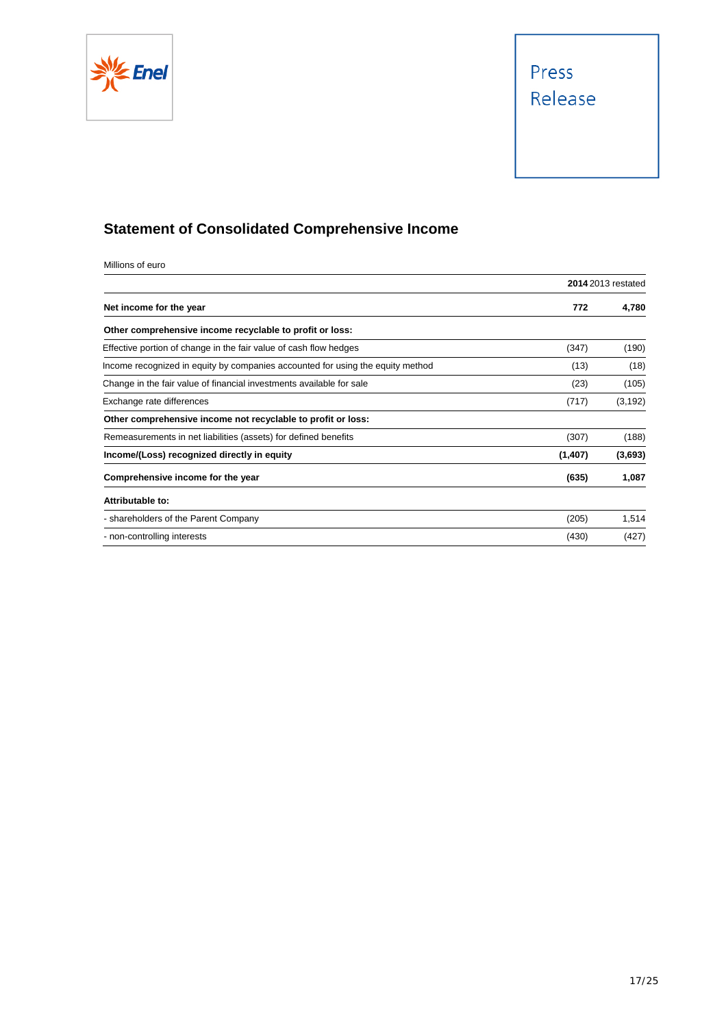## Statement of Consolidated Comprehensive Income

Millions of euro

| | 2014 | 2013 restated |
|---|---|---|
| **Net income for the year** | **772** | **4,780** |
| **Other comprehensive income recyclable to profit or loss:** | | |
| Effective portion of change in the fair value of cash flow hedges | (347) | (190) |
| Income recognized in equity by companies accounted for using the equity method | (13) | (18) |
| Change in the fair value of financial investments available for sale | (23) | (105) |
| Exchange rate differences | (717) | (3,192) |
| **Other comprehensive income not recyclable to profit or loss:** | | |
| Remeasurements in net liabilities (assets) for defined benefits | (307) | (188) |
| **Income/(Loss) recognized directly in equity** | **(1,407)** | **(3,693)** |
| **Comprehensive income for the year** | **(635)** | **1,087** |
| **Attributable to:** | | |
| - shareholders of the Parent Company | (205) | 1,514 |
| - non-controlling interests | (430) | (427) |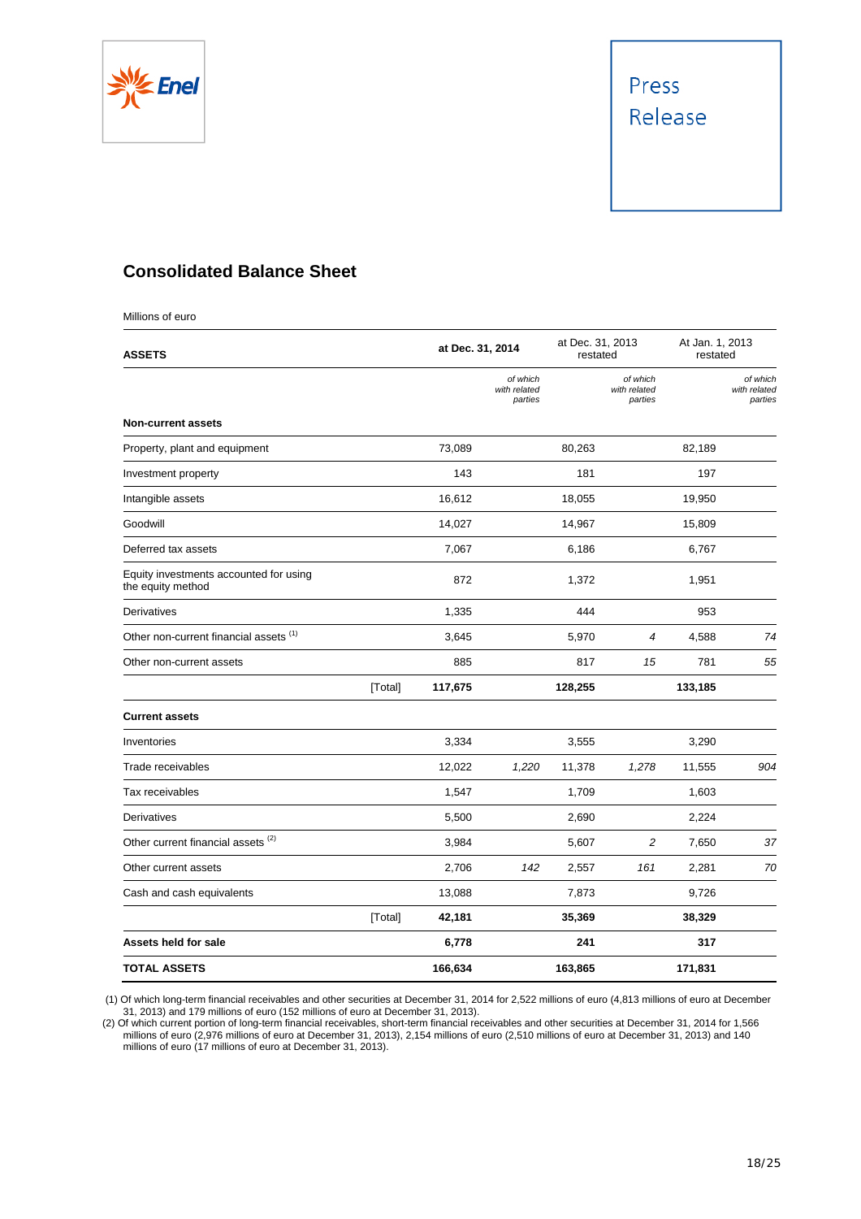Press Release

## Consolidated Balance Sheet

Millions of euro

| ASSETS | | at Dec. 31, 2014 | | at Dec. 31, 2013 restated | | At Jan. 1, 2013 restated | |
|---|---|---|---|---|---|---|---|
| | | | *of which with related parties* | | *of which with related parties* | | *of which with related parties* |
| **Non-current assets** | | | | | | | |
| Property, plant and equipment | | 73,089 | | 80,263 | | 82,189 | |
| Investment property | | 143 | | 181 | | 197 | |
| Intangible assets | | 16,612 | | 18,055 | | 19,950 | |
| Goodwill | | 14,027 | | 14,967 | | 15,809 | |
| Deferred tax assets | | 7,067 | | 6,186 | | 6,767 | |
| Equity investments accounted for using the equity method | | 872 | | 1,372 | | 1,951 | |
| Derivatives | | 1,335 | | 444 | | 953 | |
| Other non-current financial assets (1) | | 3,645 | | 5,970 | *4* | 4,588 | *74* |
| Other non-current assets | | 885 | | 817 | *15* | 781 | *55* |
| | [Total] | **117,675** | | **128,255** | | **133,185** | |
| **Current assets** | | | | | | | |
| Inventories | | 3,334 | | 3,555 | | 3,290 | |
| Trade receivables | | 12,022 | *1,220* | 11,378 | *1,278* | 11,555 | *904* |
| Tax receivables | | 1,547 | | 1,709 | | 1,603 | |
| Derivatives | | 5,500 | | 2,690 | | 2,224 | |
| Other current financial assets (2) | | 3,984 | | 5,607 | *2* | 7,650 | *37* |
| Other current assets | | 2,706 | *142* | 2,557 | *161* | 2,281 | *70* |
| Cash and cash equivalents | | 13,088 | | 7,873 | | 9,726 | |
| | [Total] | **42,181** | | **35,369** | | **38,329** | |
| **Assets held for sale** | | **6,778** | | **241** | | **317** | |
| **TOTAL ASSETS** | | **166,634** | | **163,865** | | **171,831** | |

(1) Of which long-term financial receivables and other securities at December 31, 2014 for 2,522 millions of euro (4,813 millions of euro at December 31, 2013) and 179 millions of euro (152 millions of euro at December 31, 2013).

(2) Of which current portion of long-term financial receivables, short-term financial receivables and other securities at December 31, 2014 for 1,566 millions of euro (2,976 millions of euro at December 31, 2013), 2,154 millions of euro (2,510 millions of euro at December 31, 2013) and 140 millions of euro (17 millions of euro at December 31, 2013).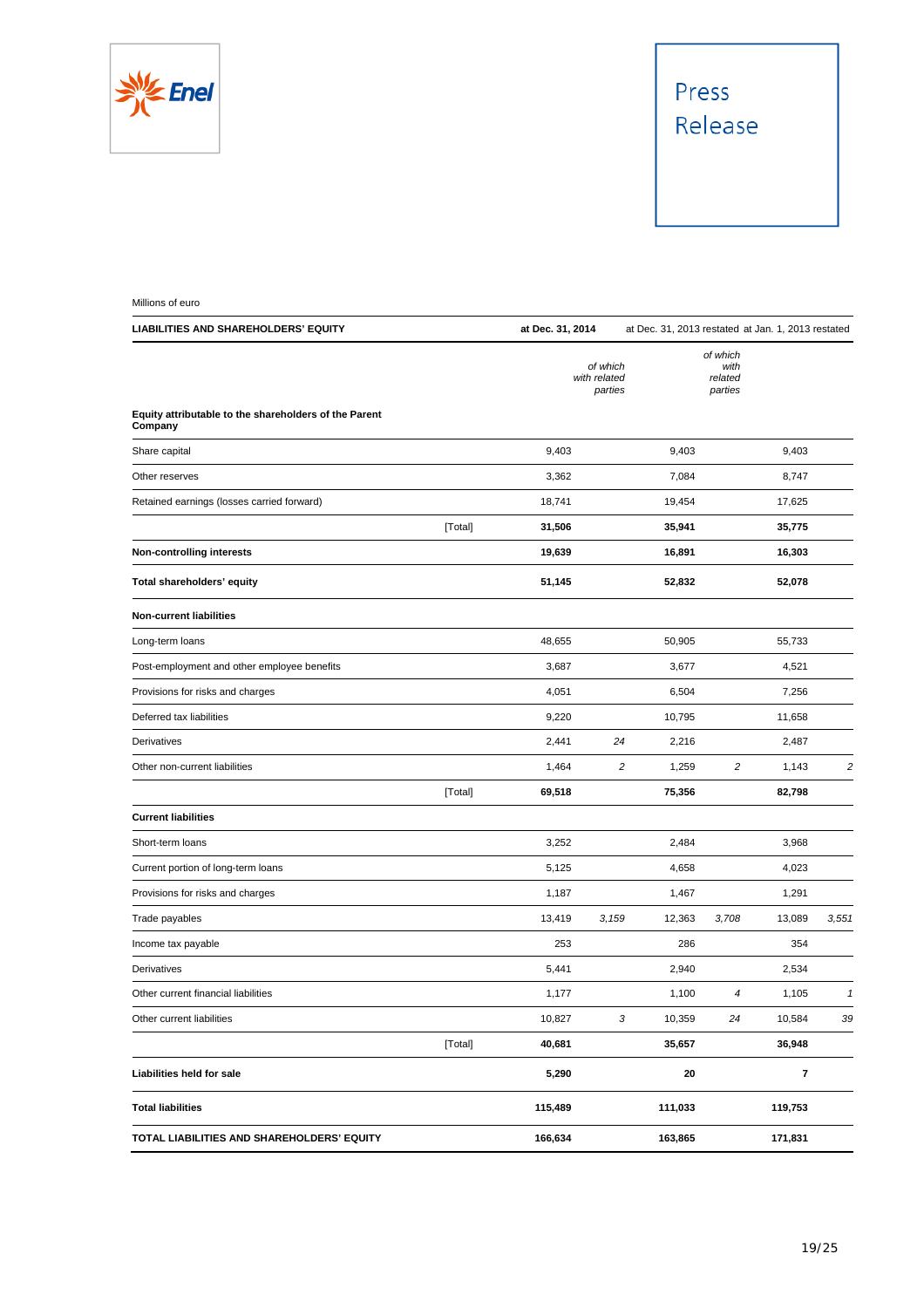Millions of euro

| LIABILITIES AND SHAREHOLDERS' EQUITY | | at Dec. 31, 2014 | | at Dec. 31, 2013 restated | | at Jan. 1, 2013 restated | |
|---|---|---|---|---|---|---|---|
| | | | *of which with related parties* | | *of which with related parties* | | |
| **Equity attributable to the shareholders of the Parent Company** | | | | | | | |
| Share capital | | 9,403 | | 9,403 | | 9,403 | |
| Other reserves | | 3,362 | | 7,084 | | 8,747 | |
| Retained earnings (losses carried forward) | | 18,741 | | 19,454 | | 17,625 | |
| | [Total] | **31,506** | | **35,941** | | **35,775** | |
| **Non-controlling interests** | | **19,639** | | **16,891** | | **16,303** | |
| **Total shareholders' equity** | | **51,145** | | **52,832** | | **52,078** | |
| **Non-current liabilities** | | | | | | | |
| Long-term loans | | 48,655 | | 50,905 | | 55,733 | |
| Post-employment and other employee benefits | | 3,687 | | 3,677 | | 4,521 | |
| Provisions for risks and charges | | 4,051 | | 6,504 | | 7,256 | |
| Deferred tax liabilities | | 9,220 | | 10,795 | | 11,658 | |
| Derivatives | | 2,441 | *24* | 2,216 | | 2,487 | |
| Other non-current liabilities | | 1,464 | *2* | 1,259 | *2* | 1,143 | *2* |
| | [Total] | **69,518** | | **75,356** | | **82,798** | |
| **Current liabilities** | | | | | | | |
| Short-term loans | | 3,252 | | 2,484 | | 3,968 | |
| Current portion of long-term loans | | 5,125 | | 4,658 | | 4,023 | |
| Provisions for risks and charges | | 1,187 | | 1,467 | | 1,291 | |
| Trade payables | | 13,419 | *3,159* | 12,363 | *3,708* | 13,089 | *3,551* |
| Income tax payable | | 253 | | 286 | | 354 | |
| Derivatives | | 5,441 | | 2,940 | | 2,534 | |
| Other current financial liabilities | | 1,177 | | 1,100 | *4* | 1,105 | *1* |
| Other current liabilities | | 10,827 | *3* | 10,359 | *24* | 10,584 | *39* |
| | [Total] | **40,681** | | **35,657** | | **36,948** | |
| **Liabilities held for sale** | | **5,290** | | **20** | | **7** | |
| **Total liabilities** | | **115,489** | | **111,033** | | **119,753** | |
| **TOTAL LIABILITIES AND SHAREHOLDERS' EQUITY** | | **166,634** | | **163,865** | | **171,831** | |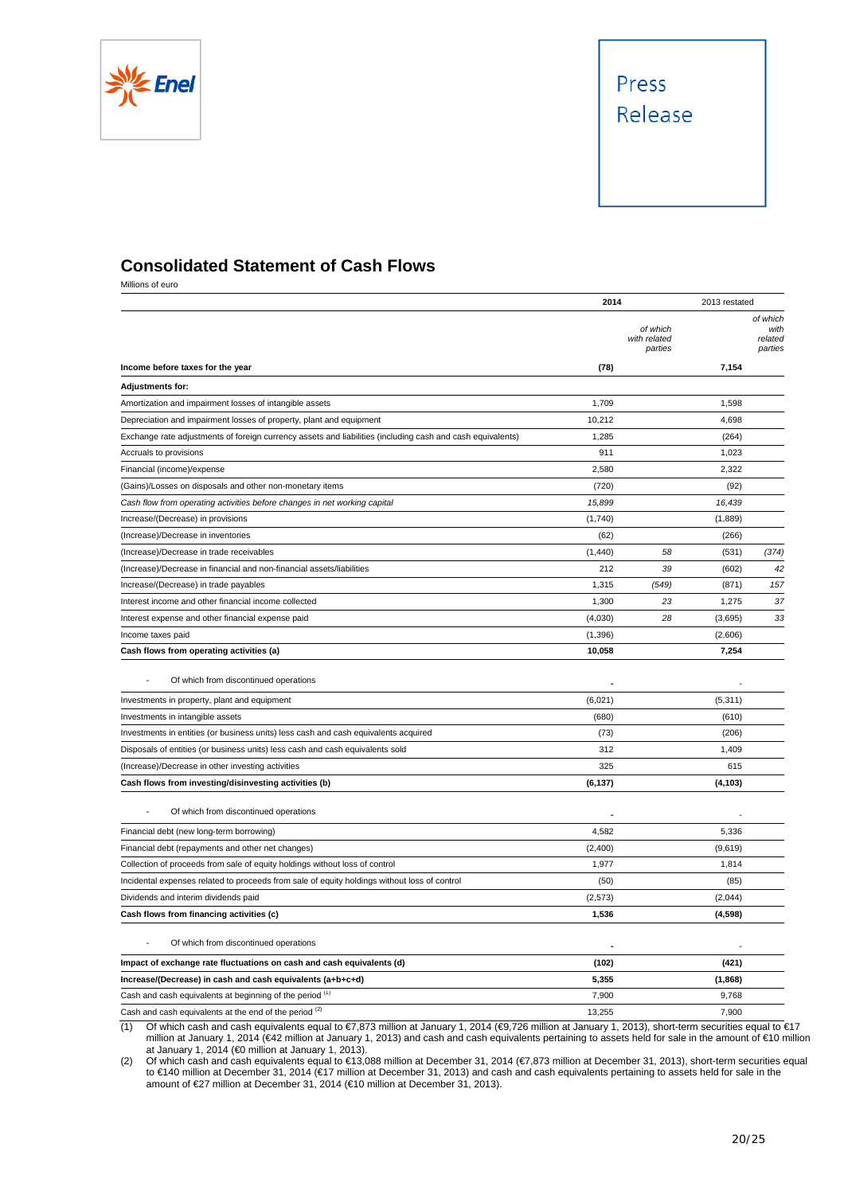## Consolidated Statement of Cash Flows

Millions of euro

| | 2014 | | 2013 restated | |
|---|---|---|---|---|
| | | *of which with related parties* | | *of which with related parties* |
| **Income before taxes for the year** | **(78)** | | **7,154** | |
| **Adjustments for:** | | | | |
| Amortization and impairment losses of intangible assets | 1,709 | | 1,598 | |
| Depreciation and impairment losses of property, plant and equipment | 10,212 | | 4,698 | |
| Exchange rate adjustments of foreign currency assets and liabilities (including cash and cash equivalents) | 1,285 | | (264) | |
| Accruals to provisions | 911 | | 1,023 | |
| Financial (income)/expense | 2,580 | | 2,322 | |
| (Gains)/Losses on disposals and other non-monetary items | (720) | | (92) | |
| *Cash flow from operating activities before changes in net working capital* | *15,899* | | *16,439* | |
| Increase/(Decrease) in provisions | (1,740) | | (1,889) | |
| (Increase)/Decrease in inventories | (62) | | (266) | |
| (Increase)/Decrease in trade receivables | (1,440) | *58* | (531) | *(374)* |
| (Increase)/Decrease in financial and non-financial assets/liabilities | 212 | *39* | (602) | *42* |
| Increase/(Decrease) in trade payables | 1,315 | *(549)* | (871) | *157* |
| Interest income and other financial income collected | 1,300 | *23* | 1,275 | *37* |
| Interest expense and other financial expense paid | (4,030) | *28* | (3,695) | *33* |
| Income taxes paid | (1,396) | | (2,606) | |
| **Cash flows from operating activities (a)** | **10,058** | | **7,254** | |
| - Of which from discontinued operations | - | | - | |
| Investments in property, plant and equipment | (6,021) | | (5,311) | |
| Investments in intangible assets | (680) | | (610) | |
| Investments in entities (or business units) less cash and cash equivalents acquired | (73) | | (206) | |
| Disposals of entities (or business units) less cash and cash equivalents sold | 312 | | 1,409 | |
| (Increase)/Decrease in other investing activities | 325 | | 615 | |
| **Cash flows from investing/disinvesting activities (b)** | **(6,137)** | | **(4,103)** | |
| - Of which from discontinued operations | - | | - | |
| Financial debt (new long-term borrowing) | 4,582 | | 5,336 | |
| Financial debt (repayments and other net changes) | (2,400) | | (9,619) | |
| Collection of proceeds from sale of equity holdings without loss of control | 1,977 | | 1,814 | |
| Incidental expenses related to proceeds from sale of equity holdings without loss of control | (50) | | (85) | |
| Dividends and interim dividends paid | (2,573) | | (2,044) | |
| **Cash flows from financing activities (c)** | **1,536** | | **(4,598)** | |
| - Of which from discontinued operations | - | | - | |
| **Impact of exchange rate fluctuations on cash and cash equivalents (d)** | **(102)** | | **(421)** | |
| **Increase/(Decrease) in cash and cash equivalents (a+b+c+d)** | **5,355** | | **(1,868)** | |
| Cash and cash equivalents at beginning of the period [1] | 7,900 | | 9,768 | |
| Cash and cash equivalents at the end of the period [2] | 13,255 | | 7,900 | |

(1) Of which cash and cash equivalents equal to €7,873 million at January 1, 2014 (€9,726 million at January 1, 2013), short-term securities equal to €17 million at January 1, 2014 (€42 million at January 1, 2013) and cash and cash equivalents pertaining to assets held for sale in the amount of €10 million at January 1, 2014 (€0 million at January 1, 2013).

(2) Of which cash and cash equivalents equal to €13,088 million at December 31, 2014 (€7,873 million at December 31, 2013), short-term securities equal to €140 million at December 31, 2014 (€17 million at December 31, 2013) and cash and cash equivalents pertaining to assets held for sale in the amount of €27 million at December 31, 2014 (€10 million at December 31, 2013).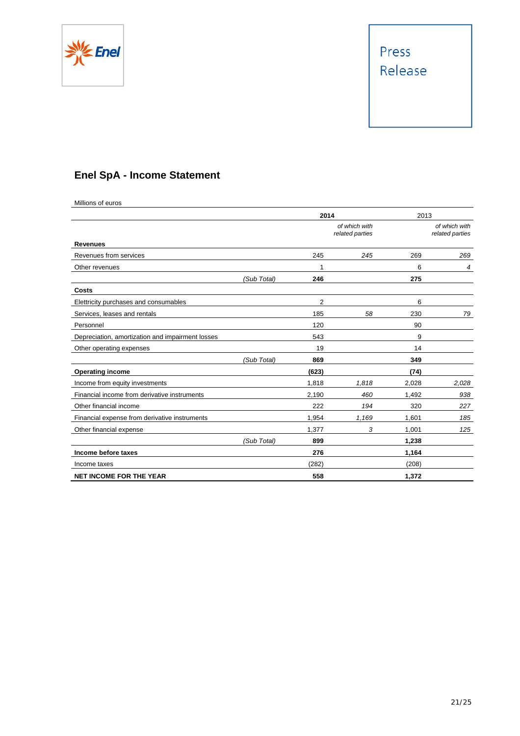## Enel SpA - Income Statement

Millions of euros

| | | 2014 | *of which with related parties* | 2013 | *of which with related parties* |
|---|---|---|---|---|---|
| **Revenues** | | | | | |
| Revenues from services | | 245 | *245* | 269 | *269* |
| Other revenues | | 1 | | 6 | *4* |
| | *(Sub Total)* | **246** | | **275** | |
| **Costs** | | | | | |
| Elettricity purchases and consumables | | 2 | | 6 | |
| Services, leases and rentals | | 185 | *58* | 230 | *79* |
| Personnel | | 120 | | 90 | |
| Depreciation, amortization and impairment losses | | 543 | | 9 | |
| Other operating expenses | | 19 | | 14 | |
| | *(Sub Total)* | **869** | | **349** | |
| **Operating income** | | **(623)** | | **(74)** | |
| Income from equity investments | | 1,818 | *1,818* | 2,028 | *2,028* |
| Financial income from derivative instruments | | 2,190 | *460* | 1,492 | *938* |
| Other financial income | | 222 | *194* | 320 | *227* |
| Financial expense from derivative instruments | | 1,954 | *1,169* | 1,601 | *185* |
| Other financial expense | | 1,377 | *3* | 1,001 | *125* |
| | *(Sub Total)* | **899** | | **1,238** | |
| **Income before taxes** | | **276** | | **1,164** | |
| Income taxes | | (282) | | (208) | |
| **NET INCOME FOR THE YEAR** | | **558** | | **1,372** | |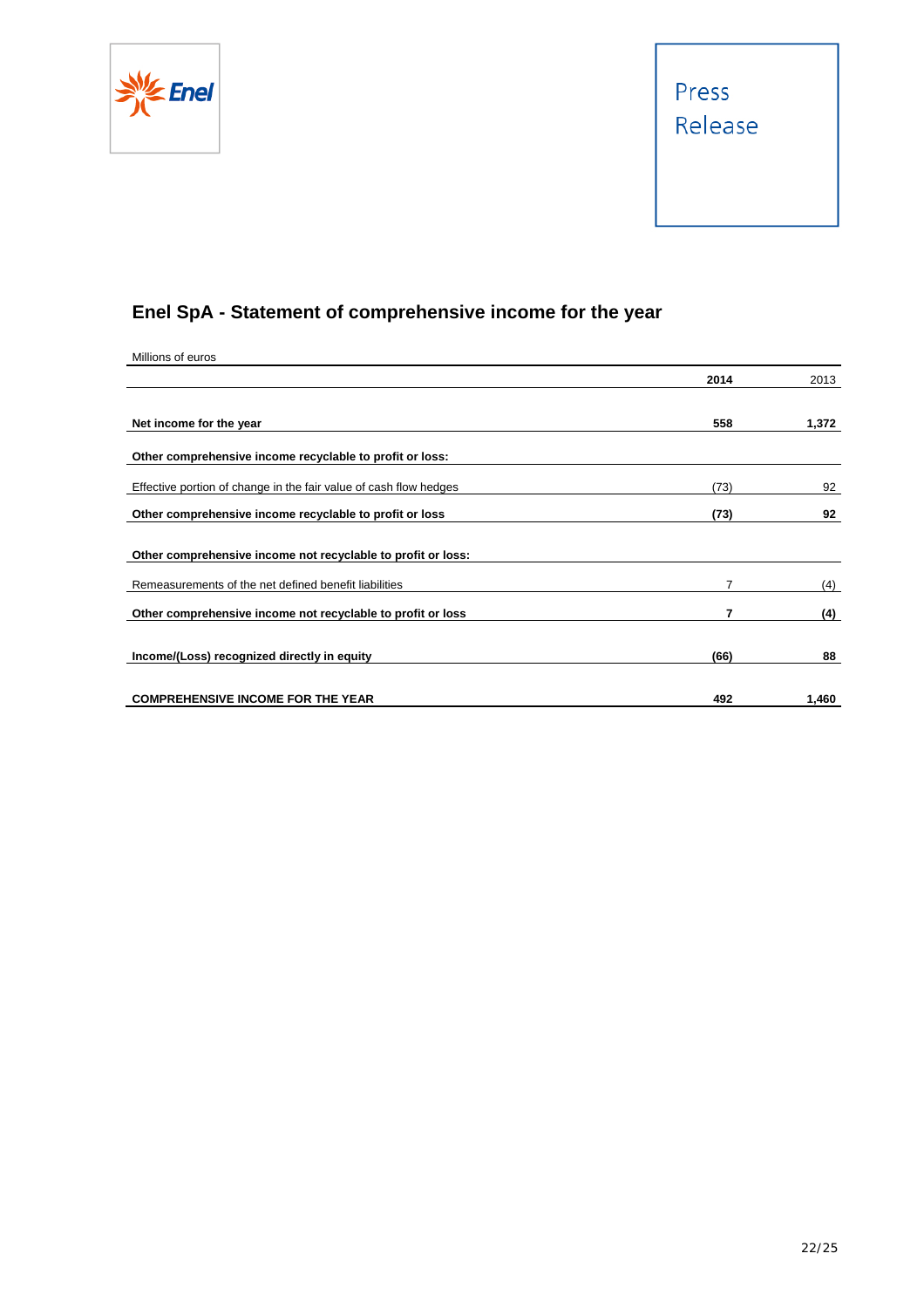Press Release

## Enel SpA - Statement of comprehensive income for the year

Millions of euros

| | **2014** | 2013 |
|---|---|---|
| **Net income for the year** | **558** | **1,372** |
| **Other comprehensive income recyclable to profit or loss:** | | |
| Effective portion of change in the fair value of cash flow hedges | (73) | 92 |
| **Other comprehensive income recyclable to profit or loss** | **(73)** | **92** |
| **Other comprehensive income not recyclable to profit or loss:** | | |
| Remeasurements of the net defined benefit liabilities | 7 | (4) |
| **Other comprehensive income not recyclable to profit or loss** | **7** | **(4)** |
| **Income/(Loss) recognized directly in equity** | **(66)** | **88** |
| **COMPREHENSIVE INCOME FOR THE YEAR** | **492** | **1,460** |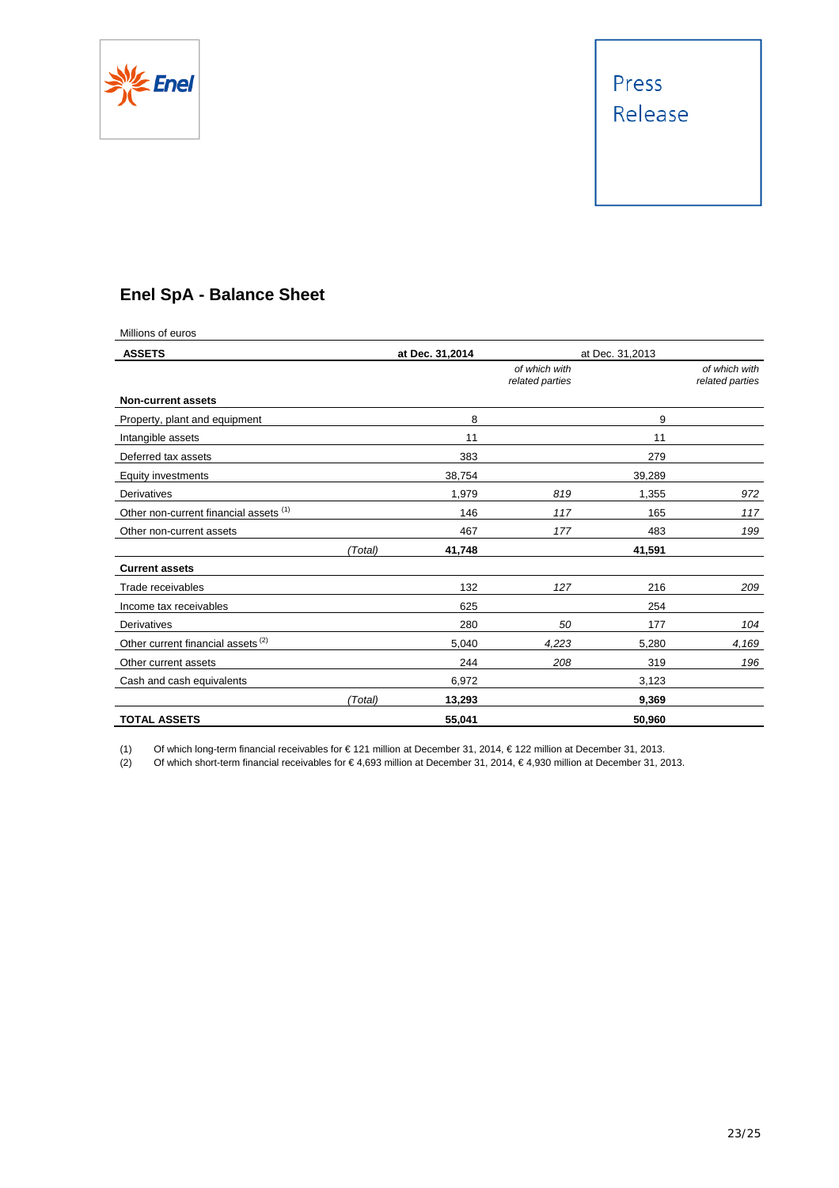Press Release

## Enel SpA - Balance Sheet

Millions of euros

| ASSETS | | at Dec. 31,2014 | *of which with related parties* | at Dec. 31,2013 | *of which with related parties* |
|---|---|---|---|---|---|
| **Non-current assets** | | | | | |
| Property, plant and equipment | | 8 | | 9 | |
| Intangible assets | | 11 | | 11 | |
| Deferred tax assets | | 383 | | 279 | |
| Equity investments | | 38,754 | | 39,289 | |
| Derivatives | | 1,979 | *819* | 1,355 | *972* |
| Other non-current financial assets (1) | | 146 | *117* | 165 | *117* |
| Other non-current assets | | 467 | *177* | 483 | *199* |
| | *(Total)* | **41,748** | | **41,591** | |
| **Current assets** | | | | | |
| Trade receivables | | 132 | *127* | 216 | *209* |
| Income tax receivables | | 625 | | 254 | |
| Derivatives | | 280 | *50* | 177 | *104* |
| Other current financial assets (2) | | 5,040 | *4,223* | 5,280 | *4,169* |
| Other current assets | | 244 | *208* | 319 | *196* |
| Cash and cash equivalents | | 6,972 | | 3,123 | |
| | *(Total)* | **13,293** | | **9,369** | |
| **TOTAL ASSETS** | | **55,041** | | **50,960** | |

(1) Of which long-term financial receivables for € 121 million at December 31, 2014, € 122 million at December 31, 2013.

(2) Of which short-term financial receivables for € 4,693 million at December 31, 2014, € 4,930 million at December 31, 2013.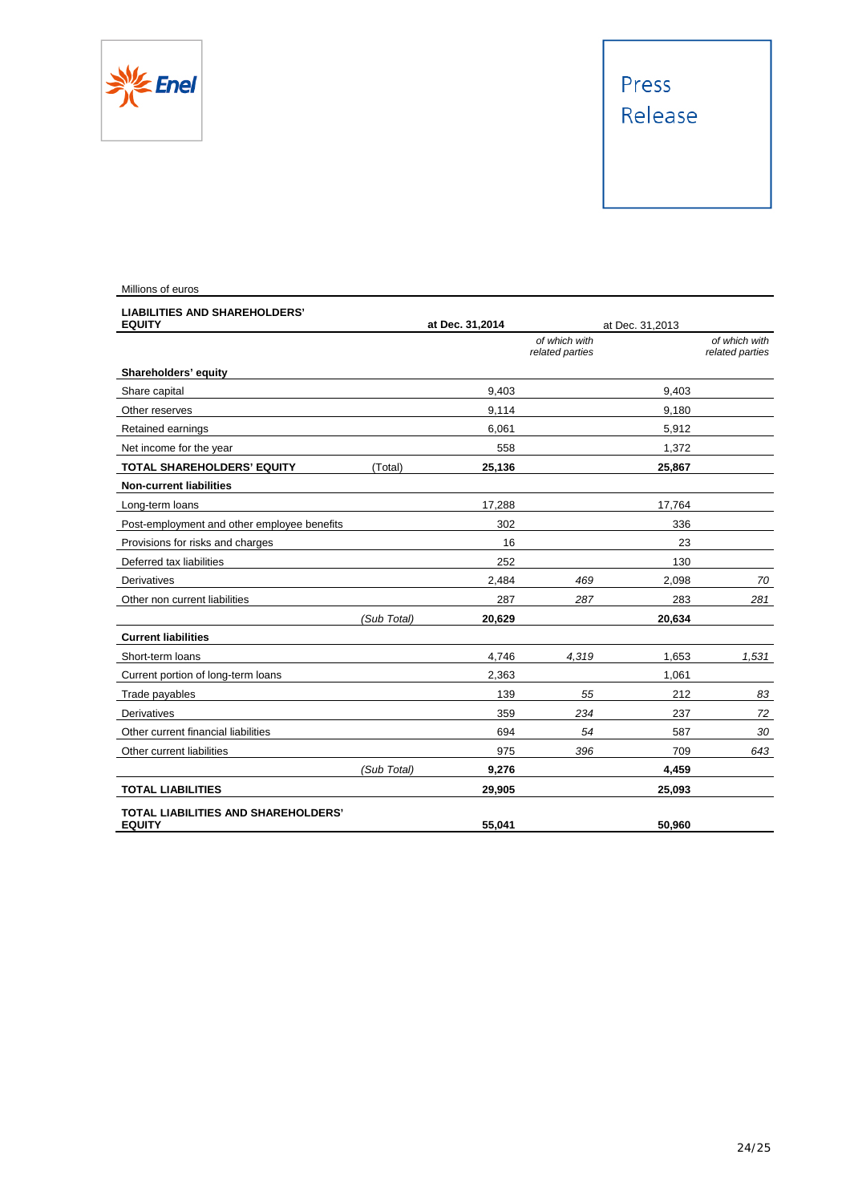Millions of euros

| LIABILITIES AND SHAREHOLDERS' EQUITY | | at Dec. 31,2014 | | at Dec. 31,2013 | |
|---|---|---|---|---|---|
| | | | *of which with related parties* | | *of which with related parties* |
| **Shareholders' equity** | | | | | |
| Share capital | | 9,403 | | 9,403 | |
| Other reserves | | 9,114 | | 9,180 | |
| Retained earnings | | 6,061 | | 5,912 | |
| Net income for the year | | 558 | | 1,372 | |
| **TOTAL SHAREHOLDERS' EQUITY** | (Total) | **25,136** | | **25,867** | |
| **Non-current liabilities** | | | | | |
| Long-term loans | | 17,288 | | 17,764 | |
| Post-employment and other employee benefits | | 302 | | 336 | |
| Provisions for risks and charges | | 16 | | 23 | |
| Deferred tax liabilities | | 252 | | 130 | |
| Derivatives | | 2,484 | *469* | 2,098 | *70* |
| Other non current liabilities | | 287 | *287* | 283 | *281* |
| | *(Sub Total)* | **20,629** | | **20,634** | |
| **Current liabilities** | | | | | |
| Short-term loans | | 4,746 | *4,319* | 1,653 | *1,531* |
| Current portion of long-term loans | | 2,363 | | 1,061 | |
| Trade payables | | 139 | *55* | 212 | *83* |
| Derivatives | | 359 | *234* | 237 | *72* |
| Other current financial liabilities | | 694 | *54* | 587 | *30* |
| Other current liabilities | | 975 | *396* | 709 | *643* |
| | *(Sub Total)* | **9,276** | | **4,459** | |
| **TOTAL LIABILITIES** | | **29,905** | | **25,093** | |
| **TOTAL LIABILITIES AND SHAREHOLDERS' EQUITY** | | **55,041** | | **50,960** | |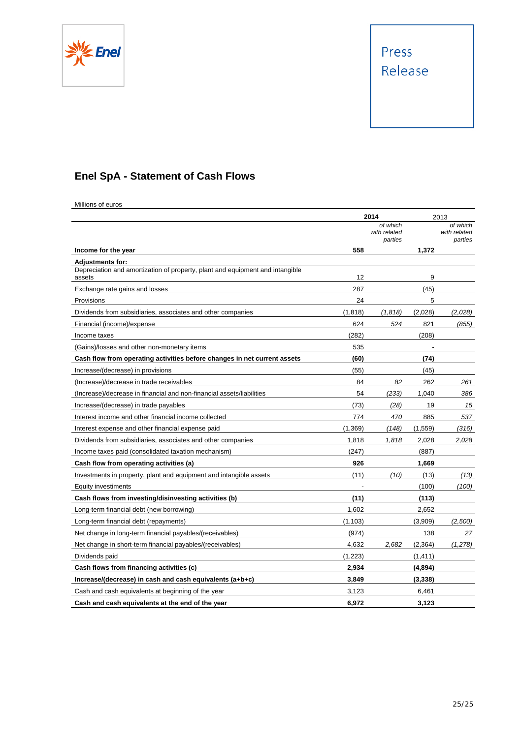Press Release

## Enel SpA - Statement of Cash Flows

Millions of euros

| | 2014 | | 2013 | |
|---|---|---|---|---|
| | | *of which with related parties* | | *of which with related parties* |
| **Income for the year** | **558** | | **1,372** | |
| **Adjustments for:** | | | | |
| Depreciation and amortization of property, plant and equipment and intangible assets | 12 | | 9 | |
| Exchange rate gains and losses | 287 | | (45) | |
| Provisions | 24 | | 5 | |
| Dividends from subsidiaries, associates and other companies | (1,818) | *(1,818)* | (2,028) | *(2,028)* |
| Financial (income)/expense | 624 | *524* | 821 | *(855)* |
| Income taxes | (282) | | (208) | |
| (Gains)/losses and other non-monetary items | 535 | | - | |
| **Cash flow from operating activities before changes in net current assets** | **(60)** | | **(74)** | |
| Increase/(decrease) in provisions | (55) | | (45) | |
| (Increase)/decrease in trade receivables | 84 | *82* | 262 | *261* |
| (Increase)/decrease in financial and non-financial assets/liabilities | 54 | *(233)* | 1,040 | *386* |
| Increase/(decrease) in trade payables | (73) | *(28)* | 19 | *15* |
| Interest income and other financial income collected | 774 | *470* | 885 | *537* |
| Interest expense and other financial expense paid | (1,369) | *(148)* | (1,559) | *(316)* |
| Dividends from subsidiaries, associates and other companies | 1,818 | *1,818* | 2,028 | *2,028* |
| Income taxes paid (consolidated taxation mechanism) | (247) | | (887) | |
| **Cash flow from operating activities (a)** | **926** | | **1,669** | |
| Investments in property, plant and equipment and intangible assets | (11) | *(10)* | (13) | *(13)* |
| Equity investments | - | | (100) | *(100)* |
| **Cash flows from investing/disinvesting activities (b)** | **(11)** | | **(113)** | |
| Long-term financial debt (new borrowing) | 1,602 | | 2,652 | |
| Long-term financial debt (repayments) | (1,103) | | (3,909) | *(2,500)* |
| Net change in long-term financial payables/(receivables) | (974) | | 138 | *27* |
| Net change in short-term financial payables/(receivables) | 4,632 | *2,682* | (2,364) | *(1,278)* |
| Dividends paid | (1,223) | | (1,411) | |
| **Cash flows from financing activities (c)** | **2,934** | | **(4,894)** | |
| **Increase/(decrease) in cash and cash equivalents (a+b+c)** | **3,849** | | **(3,338)** | |
| Cash and cash equivalents at beginning of the year | 3,123 | | 6,461 | |
| **Cash and cash equivalents at the end of the year** | **6,972** | | **3,123** | |